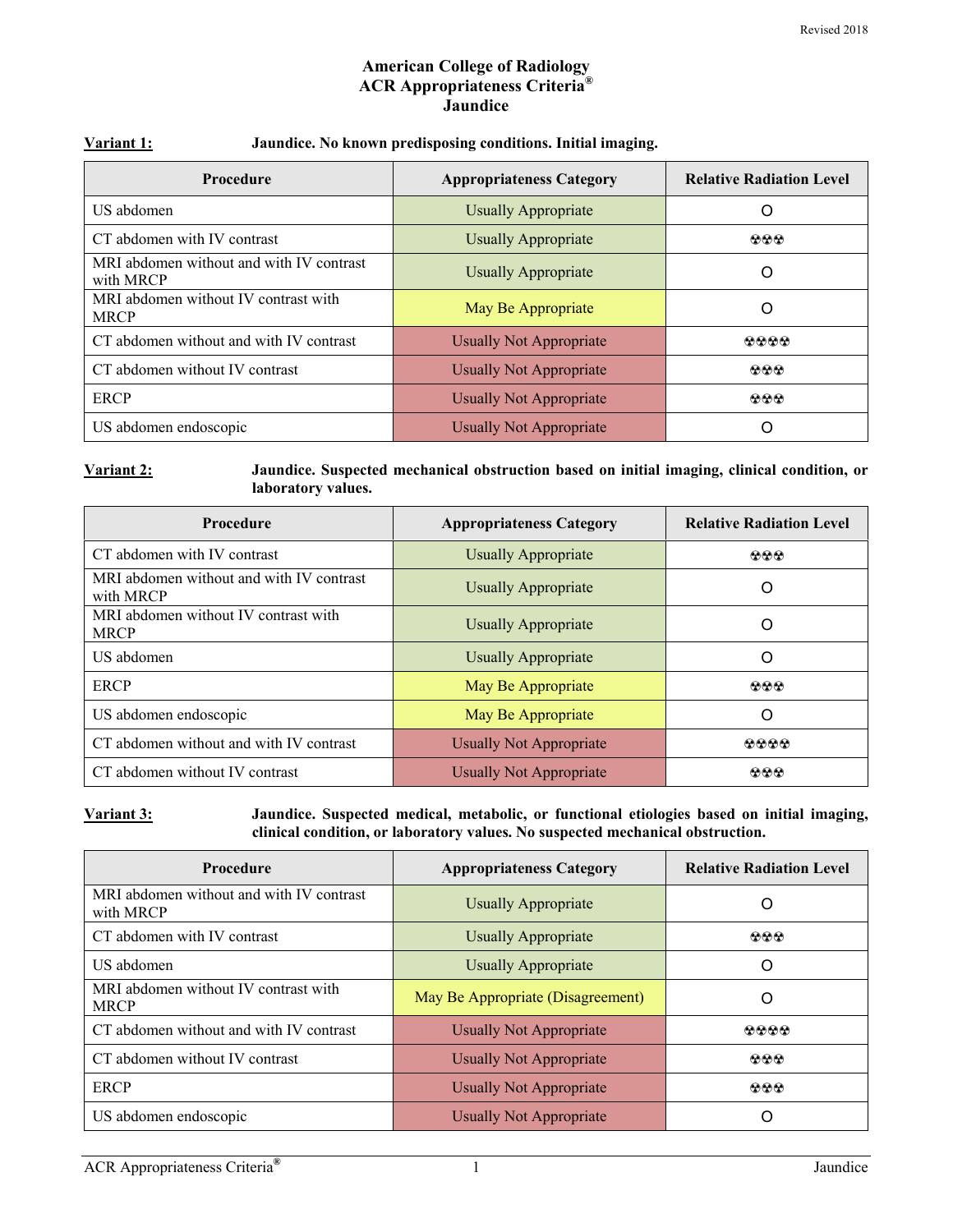Revised 2018

# American College of Radiology
# ACR Appropriateness Criteria®
# Jaundice

**Variant 1:** **Jaundice. No known predisposing conditions. Initial imaging.**

| Procedure | Appropriateness Category | Relative Radiation Level |
|---|---|---|
| US abdomen | Usually Appropriate | O |
| CT abdomen with IV contrast | Usually Appropriate | ☢☢☢ |
| MRI abdomen without and with IV contrast with MRCP | Usually Appropriate | O |
| MRI abdomen without IV contrast with MRCP | May Be Appropriate | O |
| CT abdomen without and with IV contrast | Usually Not Appropriate | ☢☢☢☢ |
| CT abdomen without IV contrast | Usually Not Appropriate | ☢☢☢ |
| ERCP | Usually Not Appropriate | ☢☢☢ |
| US abdomen endoscopic | Usually Not Appropriate | O |

**Variant 2:** **Jaundice. Suspected mechanical obstruction based on initial imaging, clinical condition, or laboratory values.**

| Procedure | Appropriateness Category | Relative Radiation Level |
|---|---|---|
| CT abdomen with IV contrast | Usually Appropriate | ☢☢☢ |
| MRI abdomen without and with IV contrast with MRCP | Usually Appropriate | O |
| MRI abdomen without IV contrast with MRCP | Usually Appropriate | O |
| US abdomen | Usually Appropriate | O |
| ERCP | May Be Appropriate | ☢☢☢ |
| US abdomen endoscopic | May Be Appropriate | O |
| CT abdomen without and with IV contrast | Usually Not Appropriate | ☢☢☢☢ |
| CT abdomen without IV contrast | Usually Not Appropriate | ☢☢☢ |

**Variant 3:** **Jaundice. Suspected medical, metabolic, or functional etiologies based on initial imaging, clinical condition, or laboratory values. No suspected mechanical obstruction.**

| Procedure | Appropriateness Category | Relative Radiation Level |
|---|---|---|
| MRI abdomen without and with IV contrast with MRCP | Usually Appropriate | O |
| CT abdomen with IV contrast | Usually Appropriate | ☢☢☢ |
| US abdomen | Usually Appropriate | O |
| MRI abdomen without IV contrast with MRCP | May Be Appropriate (Disagreement) | O |
| CT abdomen without and with IV contrast | Usually Not Appropriate | ☢☢☢☢ |
| CT abdomen without IV contrast | Usually Not Appropriate | ☢☢☢ |
| ERCP | Usually Not Appropriate | ☢☢☢ |
| US abdomen endoscopic | Usually Not Appropriate | O |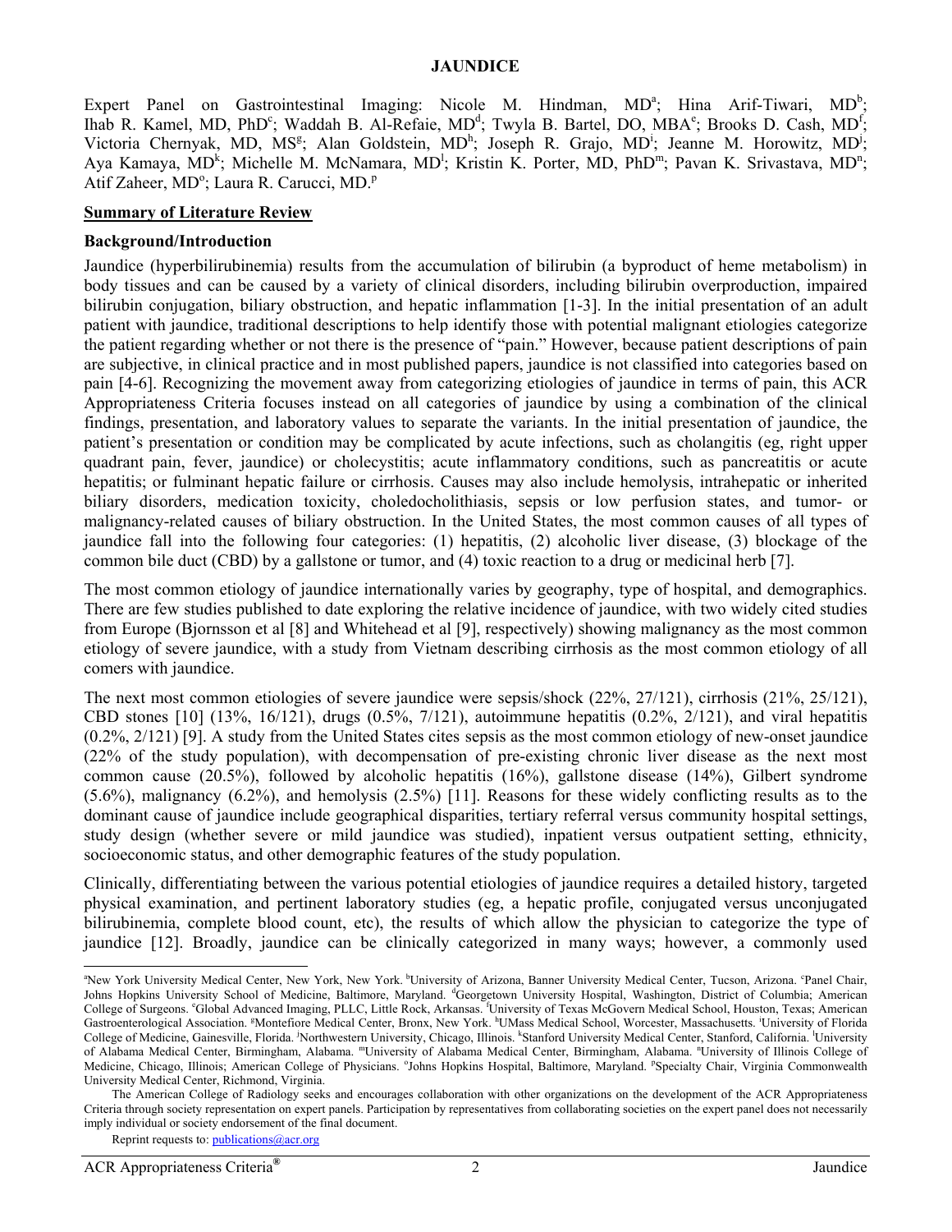# JAUNDICE

Expert Panel on Gastrointestinal Imaging: Nicole M. Hindman, MD[a]; Hina Arif-Tiwari, MD[b]; Ihab R. Kamel, MD, PhD[c]; Waddah B. Al-Refaie, MD[d]; Twyla B. Bartel, DO, MBA[e]; Brooks D. Cash, MD[f]; Victoria Chernyak, MD, MS[g]; Alan Goldstein, MD[h]; Joseph R. Grajo, MD[i]; Jeanne M. Horowitz, MD[j]; Aya Kamaya, MD[k]; Michelle M. McNamara, MD[l]; Kristin K. Porter, MD, PhD[m]; Pavan K. Srivastava, MD[n]; Atif Zaheer, MD[o]; Laura R. Carucci, MD.[p]

## Summary of Literature Review

### Background/Introduction

Jaundice (hyperbilirubinemia) results from the accumulation of bilirubin (a byproduct of heme metabolism) in body tissues and can be caused by a variety of clinical disorders, including bilirubin overproduction, impaired bilirubin conjugation, biliary obstruction, and hepatic inflammation [1-3]. In the initial presentation of an adult patient with jaundice, traditional descriptions to help identify those with potential malignant etiologies categorize the patient regarding whether or not there is the presence of "pain." However, because patient descriptions of pain are subjective, in clinical practice and in most published papers, jaundice is not classified into categories based on pain [4-6]. Recognizing the movement away from categorizing etiologies of jaundice in terms of pain, this ACR Appropriateness Criteria focuses instead on all categories of jaundice by using a combination of the clinical findings, presentation, and laboratory values to separate the variants. In the initial presentation of jaundice, the patient's presentation or condition may be complicated by acute infections, such as cholangitis (eg, right upper quadrant pain, fever, jaundice) or cholecystitis; acute inflammatory conditions, such as pancreatitis or acute hepatitis; or fulminant hepatic failure or cirrhosis. Causes may also include hemolysis, intrahepatic or inherited biliary disorders, medication toxicity, choledocholithiasis, sepsis or low perfusion states, and tumor- or malignancy-related causes of biliary obstruction. In the United States, the most common causes of all types of jaundice fall into the following four categories: (1) hepatitis, (2) alcoholic liver disease, (3) blockage of the common bile duct (CBD) by a gallstone or tumor, and (4) toxic reaction to a drug or medicinal herb [7].

The most common etiology of jaundice internationally varies by geography, type of hospital, and demographics. There are few studies published to date exploring the relative incidence of jaundice, with two widely cited studies from Europe (Bjornsson et al [8] and Whitehead et al [9], respectively) showing malignancy as the most common etiology of severe jaundice, with a study from Vietnam describing cirrhosis as the most common etiology of all comers with jaundice.

The next most common etiologies of severe jaundice were sepsis/shock (22%, 27/121), cirrhosis (21%, 25/121), CBD stones [10] (13%, 16/121), drugs (0.5%, 7/121), autoimmune hepatitis (0.2%, 2/121), and viral hepatitis (0.2%, 2/121) [9]. A study from the United States cites sepsis as the most common etiology of new-onset jaundice (22% of the study population), with decompensation of pre-existing chronic liver disease as the next most common cause (20.5%), followed by alcoholic hepatitis (16%), gallstone disease (14%), Gilbert syndrome (5.6%), malignancy (6.2%), and hemolysis (2.5%) [11]. Reasons for these widely conflicting results as to the dominant cause of jaundice include geographical disparities, tertiary referral versus community hospital settings, study design (whether severe or mild jaundice was studied), inpatient versus outpatient setting, ethnicity, socioeconomic status, and other demographic features of the study population.

Clinically, differentiating between the various potential etiologies of jaundice requires a detailed history, targeted physical examination, and pertinent laboratory studies (eg, a hepatic profile, conjugated versus unconjugated bilirubinemia, complete blood count, etc), the results of which allow the physician to categorize the type of jaundice [12]. Broadly, jaundice can be clinically categorized in many ways; however, a commonly used

---

[a]New York University Medical Center, New York, New York. [b]University of Arizona, Banner University Medical Center, Tucson, Arizona. [c]Panel Chair, Johns Hopkins University School of Medicine, Baltimore, Maryland. [d]Georgetown University Hospital, Washington, District of Columbia; American College of Surgeons. [e]Global Advanced Imaging, PLLC, Little Rock, Arkansas. [f]University of Texas McGovern Medical School, Houston, Texas; American Gastroenterological Association. [g]Montefiore Medical Center, Bronx, New York. [h]UMass Medical School, Worcester, Massachusetts. [i]University of Florida College of Medicine, Gainesville, Florida. [j]Northwestern University, Chicago, Illinois. [k]Stanford University Medical Center, Stanford, California. [l]University of Alabama Medical Center, Birmingham, Alabama. [m]University of Alabama Medical Center, Birmingham, Alabama. [n]University of Illinois College of Medicine, Chicago, Illinois; American College of Physicians. [o]Johns Hopkins Hospital, Baltimore, Maryland. [p]Specialty Chair, Virginia Commonwealth University Medical Center, Richmond, Virginia.

The American College of Radiology seeks and encourages collaboration with other organizations on the development of the ACR Appropriateness Criteria through society representation on expert panels. Participation by representatives from collaborating societies on the expert panel does not necessarily imply individual or society endorsement of the final document.

Reprint requests to: publications@acr.org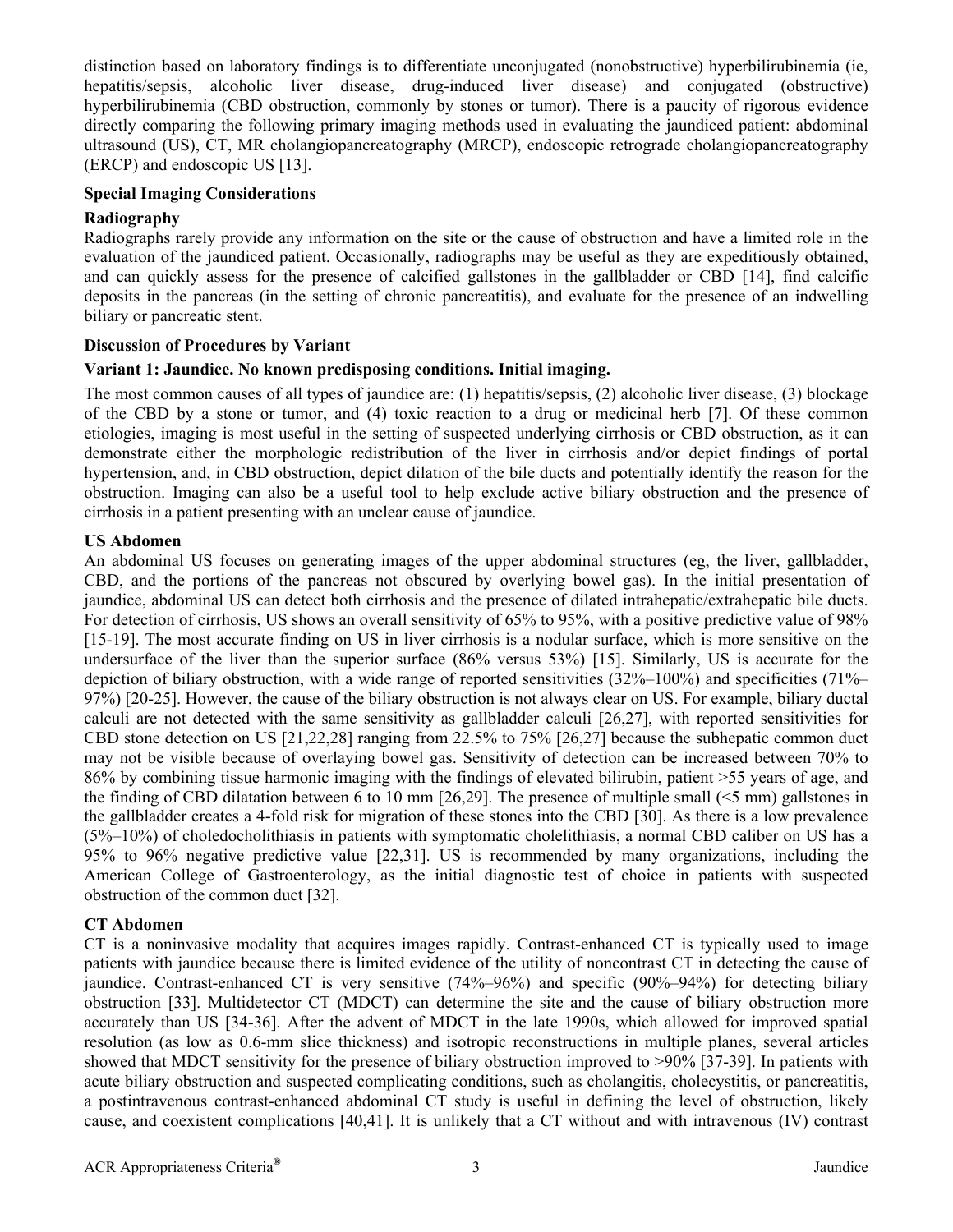distinction based on laboratory findings is to differentiate unconjugated (nonobstructive) hyperbilirubinemia (ie, hepatitis/sepsis, alcoholic liver disease, drug-induced liver disease) and conjugated (obstructive) hyperbilirubinemia (CBD obstruction, commonly by stones or tumor). There is a paucity of rigorous evidence directly comparing the following primary imaging methods used in evaluating the jaundiced patient: abdominal ultrasound (US), CT, MR cholangiopancreatography (MRCP), endoscopic retrograde cholangiopancreatography (ERCP) and endoscopic US [13].

## Special Imaging Considerations

### Radiography

Radiographs rarely provide any information on the site or the cause of obstruction and have a limited role in the evaluation of the jaundiced patient. Occasionally, radiographs may be useful as they are expeditiously obtained, and can quickly assess for the presence of calcified gallstones in the gallbladder or CBD [14], find calcific deposits in the pancreas (in the setting of chronic pancreatitis), and evaluate for the presence of an indwelling biliary or pancreatic stent.

## Discussion of Procedures by Variant

### Variant 1: Jaundice. No known predisposing conditions. Initial imaging.

The most common causes of all types of jaundice are: (1) hepatitis/sepsis, (2) alcoholic liver disease, (3) blockage of the CBD by a stone or tumor, and (4) toxic reaction to a drug or medicinal herb [7]. Of these common etiologies, imaging is most useful in the setting of suspected underlying cirrhosis or CBD obstruction, as it can demonstrate either the morphologic redistribution of the liver in cirrhosis and/or depict findings of portal hypertension, and, in CBD obstruction, depict dilation of the bile ducts and potentially identify the reason for the obstruction. Imaging can also be a useful tool to help exclude active biliary obstruction and the presence of cirrhosis in a patient presenting with an unclear cause of jaundice.

#### US Abdomen

An abdominal US focuses on generating images of the upper abdominal structures (eg, the liver, gallbladder, CBD, and the portions of the pancreas not obscured by overlying bowel gas). In the initial presentation of jaundice, abdominal US can detect both cirrhosis and the presence of dilated intrahepatic/extrahepatic bile ducts. For detection of cirrhosis, US shows an overall sensitivity of 65% to 95%, with a positive predictive value of 98% [15-19]. The most accurate finding on US in liver cirrhosis is a nodular surface, which is more sensitive on the undersurface of the liver than the superior surface (86% versus 53%) [15]. Similarly, US is accurate for the depiction of biliary obstruction, with a wide range of reported sensitivities (32%–100%) and specificities (71%–97%) [20-25]. However, the cause of the biliary obstruction is not always clear on US. For example, biliary ductal calculi are not detected with the same sensitivity as gallbladder calculi [26,27], with reported sensitivities for CBD stone detection on US [21,22,28] ranging from 22.5% to 75% [26,27] because the subhepatic common duct may not be visible because of overlaying bowel gas. Sensitivity of detection can be increased between 70% to 86% by combining tissue harmonic imaging with the findings of elevated bilirubin, patient >55 years of age, and the finding of CBD dilatation between 6 to 10 mm [26,29]. The presence of multiple small (<5 mm) gallstones in the gallbladder creates a 4-fold risk for migration of these stones into the CBD [30]. As there is a low prevalence (5%–10%) of choledocholithiasis in patients with symptomatic cholelithiasis, a normal CBD caliber on US has a 95% to 96% negative predictive value [22,31]. US is recommended by many organizations, including the American College of Gastroenterology, as the initial diagnostic test of choice in patients with suspected obstruction of the common duct [32].

#### CT Abdomen

CT is a noninvasive modality that acquires images rapidly. Contrast-enhanced CT is typically used to image patients with jaundice because there is limited evidence of the utility of noncontrast CT in detecting the cause of jaundice. Contrast-enhanced CT is very sensitive (74%–96%) and specific (90%–94%) for detecting biliary obstruction [33]. Multidetector CT (MDCT) can determine the site and the cause of biliary obstruction more accurately than US [34-36]. After the advent of MDCT in the late 1990s, which allowed for improved spatial resolution (as low as 0.6-mm slice thickness) and isotropic reconstructions in multiple planes, several articles showed that MDCT sensitivity for the presence of biliary obstruction improved to >90% [37-39]. In patients with acute biliary obstruction and suspected complicating conditions, such as cholangitis, cholecystitis, or pancreatitis, a postintravenous contrast-enhanced abdominal CT study is useful in defining the level of obstruction, likely cause, and coexistent complications [40,41]. It is unlikely that a CT without and with intravenous (IV) contrast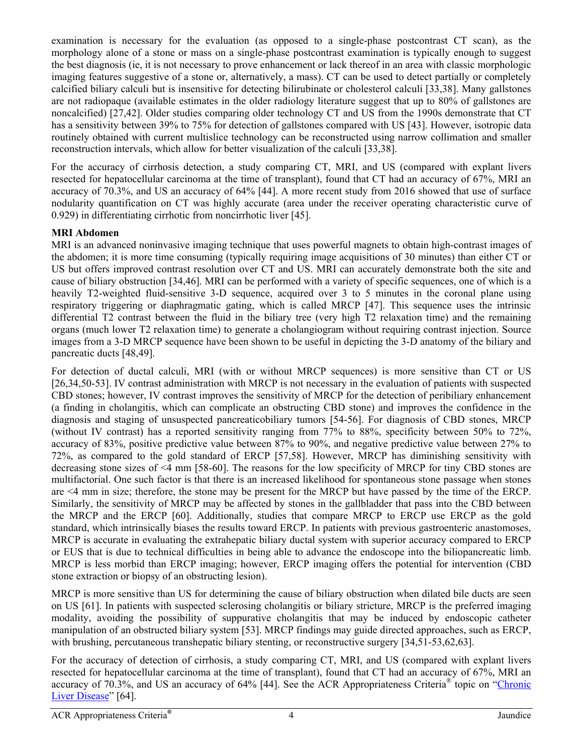examination is necessary for the evaluation (as opposed to a single-phase postcontrast CT scan), as the morphology alone of a stone or mass on a single-phase postcontrast examination is typically enough to suggest the best diagnosis (ie, it is not necessary to prove enhancement or lack thereof in an area with classic morphologic imaging features suggestive of a stone or, alternatively, a mass). CT can be used to detect partially or completely calcified biliary calculi but is insensitive for detecting bilirubinate or cholesterol calculi [33,38]. Many gallstones are not radiopaque (available estimates in the older radiology literature suggest that up to 80% of gallstones are noncalcified) [27,42]. Older studies comparing older technology CT and US from the 1990s demonstrate that CT has a sensitivity between 39% to 75% for detection of gallstones compared with US [43]. However, isotropic data routinely obtained with current multislice technology can be reconstructed using narrow collimation and smaller reconstruction intervals, which allow for better visualization of the calculi [33,38].

For the accuracy of cirrhosis detection, a study comparing CT, MRI, and US (compared with explant livers resected for hepatocellular carcinoma at the time of transplant), found that CT had an accuracy of 67%, MRI an accuracy of 70.3%, and US an accuracy of 64% [44]. A more recent study from 2016 showed that use of surface nodularity quantification on CT was highly accurate (area under the receiver operating characteristic curve of 0.929) in differentiating cirrhotic from noncirrhotic liver [45].

**MRI Abdomen**

MRI is an advanced noninvasive imaging technique that uses powerful magnets to obtain high-contrast images of the abdomen; it is more time consuming (typically requiring image acquisitions of 30 minutes) than either CT or US but offers improved contrast resolution over CT and US. MRI can accurately demonstrate both the site and cause of biliary obstruction [34,46]. MRI can be performed with a variety of specific sequences, one of which is a heavily T2-weighted fluid-sensitive 3-D sequence, acquired over 3 to 5 minutes in the coronal plane using respiratory triggering or diaphragmatic gating, which is called MRCP [47]. This sequence uses the intrinsic differential T2 contrast between the fluid in the biliary tree (very high T2 relaxation time) and the remaining organs (much lower T2 relaxation time) to generate a cholangiogram without requiring contrast injection. Source images from a 3-D MRCP sequence have been shown to be useful in depicting the 3-D anatomy of the biliary and pancreatic ducts [48,49].

For detection of ductal calculi, MRI (with or without MRCP sequences) is more sensitive than CT or US [26,34,50-53]. IV contrast administration with MRCP is not necessary in the evaluation of patients with suspected CBD stones; however, IV contrast improves the sensitivity of MRCP for the detection of peribiliary enhancement (a finding in cholangitis, which can complicate an obstructing CBD stone) and improves the confidence in the diagnosis and staging of unsuspected pancreaticobiliary tumors [54-56]. For diagnosis of CBD stones, MRCP (without IV contrast) has a reported sensitivity ranging from 77% to 88%, specificity between 50% to 72%, accuracy of 83%, positive predictive value between 87% to 90%, and negative predictive value between 27% to 72%, as compared to the gold standard of ERCP [57,58]. However, MRCP has diminishing sensitivity with decreasing stone sizes of <4 mm [58-60]. The reasons for the low specificity of MRCP for tiny CBD stones are multifactorial. One such factor is that there is an increased likelihood for spontaneous stone passage when stones are <4 mm in size; therefore, the stone may be present for the MRCP but have passed by the time of the ERCP. Similarly, the sensitivity of MRCP may be affected by stones in the gallbladder that pass into the CBD between the MRCP and the ERCP [60]. Additionally, studies that compare MRCP to ERCP use ERCP as the gold standard, which intrinsically biases the results toward ERCP. In patients with previous gastroenteric anastomoses, MRCP is accurate in evaluating the extrahepatic biliary ductal system with superior accuracy compared to ERCP or EUS that is due to technical difficulties in being able to advance the endoscope into the biliopancreatic limb. MRCP is less morbid than ERCP imaging; however, ERCP imaging offers the potential for intervention (CBD stone extraction or biopsy of an obstructing lesion).

MRCP is more sensitive than US for determining the cause of biliary obstruction when dilated bile ducts are seen on US [61]. In patients with suspected sclerosing cholangitis or biliary stricture, MRCP is the preferred imaging modality, avoiding the possibility of suppurative cholangitis that may be induced by endoscopic catheter manipulation of an obstructed biliary system [53]. MRCP findings may guide directed approaches, such as ERCP, with brushing, percutaneous transhepatic biliary stenting, or reconstructive surgery [34,51-53,62,63].

For the accuracy of detection of cirrhosis, a study comparing CT, MRI, and US (compared with explant livers resected for hepatocellular carcinoma at the time of transplant), found that CT had an accuracy of 67%, MRI an accuracy of 70.3%, and US an accuracy of 64% [44]. See the ACR Appropriateness Criteria® topic on "Chronic Liver Disease" [64].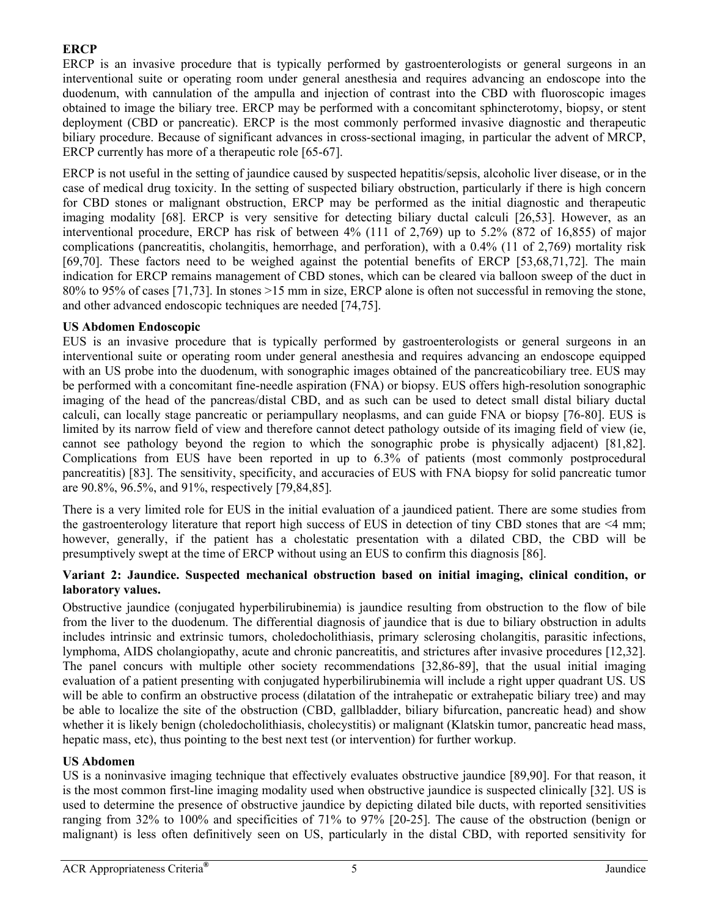**ERCP**

ERCP is an invasive procedure that is typically performed by gastroenterologists or general surgeons in an interventional suite or operating room under general anesthesia and requires advancing an endoscope into the duodenum, with cannulation of the ampulla and injection of contrast into the CBD with fluoroscopic images obtained to image the biliary tree. ERCP may be performed with a concomitant sphincterotomy, biopsy, or stent deployment (CBD or pancreatic). ERCP is the most commonly performed invasive diagnostic and therapeutic biliary procedure. Because of significant advances in cross-sectional imaging, in particular the advent of MRCP, ERCP currently has more of a therapeutic role [65-67].

ERCP is not useful in the setting of jaundice caused by suspected hepatitis/sepsis, alcoholic liver disease, or in the case of medical drug toxicity. In the setting of suspected biliary obstruction, particularly if there is high concern for CBD stones or malignant obstruction, ERCP may be performed as the initial diagnostic and therapeutic imaging modality [68]. ERCP is very sensitive for detecting biliary ductal calculi [26,53]. However, as an interventional procedure, ERCP has risk of between 4% (111 of 2,769) up to 5.2% (872 of 16,855) of major complications (pancreatitis, cholangitis, hemorrhage, and perforation), with a 0.4% (11 of 2,769) mortality risk [69,70]. These factors need to be weighed against the potential benefits of ERCP [53,68,71,72]. The main indication for ERCP remains management of CBD stones, which can be cleared via balloon sweep of the duct in 80% to 95% of cases [71,73]. In stones >15 mm in size, ERCP alone is often not successful in removing the stone, and other advanced endoscopic techniques are needed [74,75].

**US Abdomen Endoscopic**

EUS is an invasive procedure that is typically performed by gastroenterologists or general surgeons in an interventional suite or operating room under general anesthesia and requires advancing an endoscope equipped with an US probe into the duodenum, with sonographic images obtained of the pancreaticobiliary tree. EUS may be performed with a concomitant fine-needle aspiration (FNA) or biopsy. EUS offers high-resolution sonographic imaging of the head of the pancreas/distal CBD, and as such can be used to detect small distal biliary ductal calculi, can locally stage pancreatic or periampullary neoplasms, and can guide FNA or biopsy [76-80]. EUS is limited by its narrow field of view and therefore cannot detect pathology outside of its imaging field of view (ie, cannot see pathology beyond the region to which the sonographic probe is physically adjacent) [81,82]. Complications from EUS have been reported in up to 6.3% of patients (most commonly postprocedural pancreatitis) [83]. The sensitivity, specificity, and accuracies of EUS with FNA biopsy for solid pancreatic tumor are 90.8%, 96.5%, and 91%, respectively [79,84,85].

There is a very limited role for EUS in the initial evaluation of a jaundiced patient. There are some studies from the gastroenterology literature that report high success of EUS in detection of tiny CBD stones that are <4 mm; however, generally, if the patient has a cholestatic presentation with a dilated CBD, the CBD will be presumptively swept at the time of ERCP without using an EUS to confirm this diagnosis [86].

**Variant 2: Jaundice. Suspected mechanical obstruction based on initial imaging, clinical condition, or laboratory values.**

Obstructive jaundice (conjugated hyperbilirubinemia) is jaundice resulting from obstruction to the flow of bile from the liver to the duodenum. The differential diagnosis of jaundice that is due to biliary obstruction in adults includes intrinsic and extrinsic tumors, choledocholithiasis, primary sclerosing cholangitis, parasitic infections, lymphoma, AIDS cholangiopathy, acute and chronic pancreatitis, and strictures after invasive procedures [12,32]. The panel concurs with multiple other society recommendations [32,86-89], that the usual initial imaging evaluation of a patient presenting with conjugated hyperbilirubinemia will include a right upper quadrant US. US will be able to confirm an obstructive process (dilatation of the intrahepatic or extrahepatic biliary tree) and may be able to localize the site of the obstruction (CBD, gallbladder, biliary bifurcation, pancreatic head) and show whether it is likely benign (choledocholithiasis, cholecystitis) or malignant (Klatskin tumor, pancreatic head mass, hepatic mass, etc), thus pointing to the best next test (or intervention) for further workup.

**US Abdomen**

US is a noninvasive imaging technique that effectively evaluates obstructive jaundice [89,90]. For that reason, it is the most common first-line imaging modality used when obstructive jaundice is suspected clinically [32]. US is used to determine the presence of obstructive jaundice by depicting dilated bile ducts, with reported sensitivities ranging from 32% to 100% and specificities of 71% to 97% [20-25]. The cause of the obstruction (benign or malignant) is less often definitively seen on US, particularly in the distal CBD, with reported sensitivity for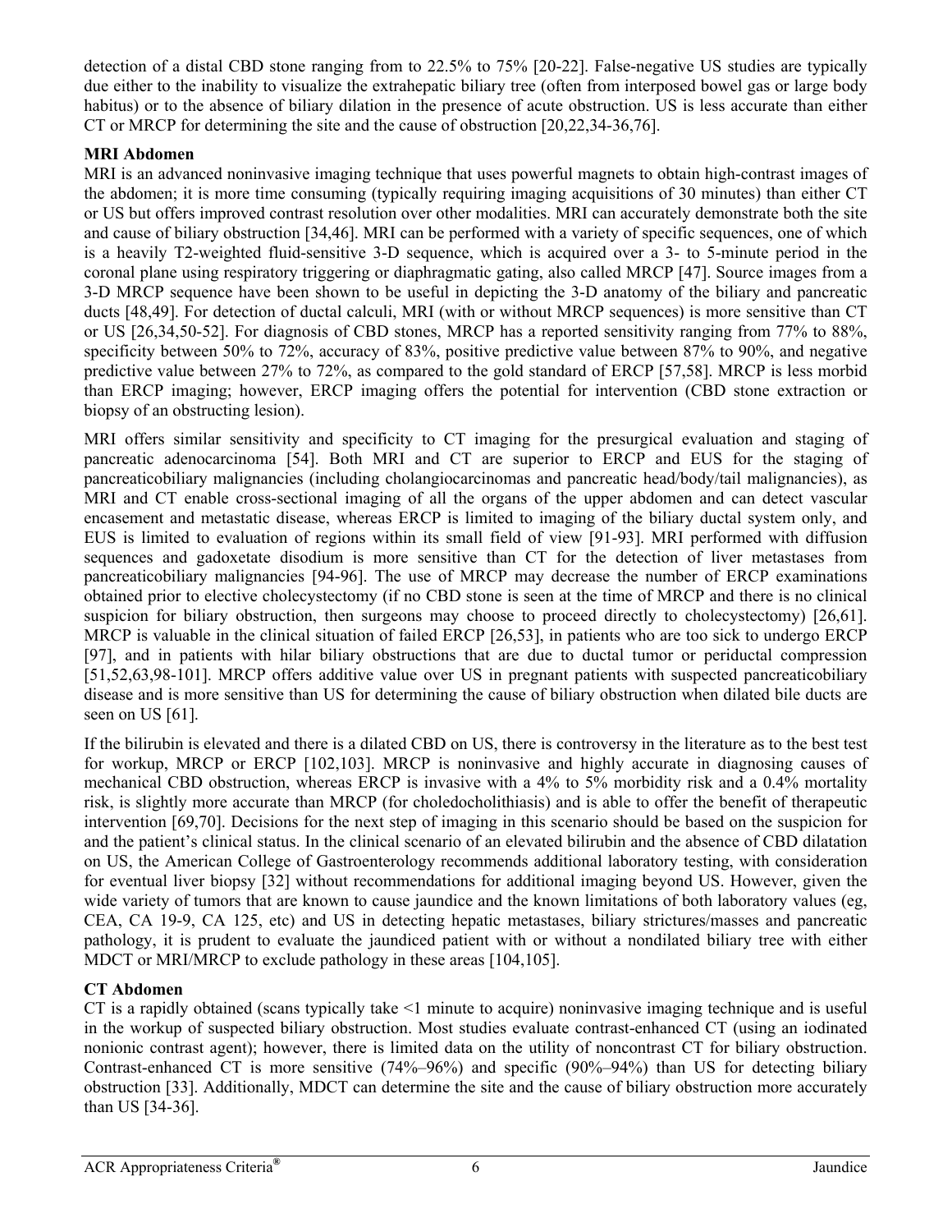detection of a distal CBD stone ranging from to 22.5% to 75% [20-22]. False-negative US studies are typically due either to the inability to visualize the extrahepatic biliary tree (often from interposed bowel gas or large body habitus) or to the absence of biliary dilation in the presence of acute obstruction. US is less accurate than either CT or MRCP for determining the site and the cause of obstruction [20,22,34-36,76].

**MRI Abdomen**

MRI is an advanced noninvasive imaging technique that uses powerful magnets to obtain high-contrast images of the abdomen; it is more time consuming (typically requiring imaging acquisitions of 30 minutes) than either CT or US but offers improved contrast resolution over other modalities. MRI can accurately demonstrate both the site and cause of biliary obstruction [34,46]. MRI can be performed with a variety of specific sequences, one of which is a heavily T2-weighted fluid-sensitive 3-D sequence, which is acquired over a 3- to 5-minute period in the coronal plane using respiratory triggering or diaphragmatic gating, also called MRCP [47]. Source images from a 3-D MRCP sequence have been shown to be useful in depicting the 3-D anatomy of the biliary and pancreatic ducts [48,49]. For detection of ductal calculi, MRI (with or without MRCP sequences) is more sensitive than CT or US [26,34,50-52]. For diagnosis of CBD stones, MRCP has a reported sensitivity ranging from 77% to 88%, specificity between 50% to 72%, accuracy of 83%, positive predictive value between 87% to 90%, and negative predictive value between 27% to 72%, as compared to the gold standard of ERCP [57,58]. MRCP is less morbid than ERCP imaging; however, ERCP imaging offers the potential for intervention (CBD stone extraction or biopsy of an obstructing lesion).

MRI offers similar sensitivity and specificity to CT imaging for the presurgical evaluation and staging of pancreatic adenocarcinoma [54]. Both MRI and CT are superior to ERCP and EUS for the staging of pancreaticobiliary malignancies (including cholangiocarcinomas and pancreatic head/body/tail malignancies), as MRI and CT enable cross-sectional imaging of all the organs of the upper abdomen and can detect vascular encasement and metastatic disease, whereas ERCP is limited to imaging of the biliary ductal system only, and EUS is limited to evaluation of regions within its small field of view [91-93]. MRI performed with diffusion sequences and gadoxetate disodium is more sensitive than CT for the detection of liver metastases from pancreaticobiliary malignancies [94-96]. The use of MRCP may decrease the number of ERCP examinations obtained prior to elective cholecystectomy (if no CBD stone is seen at the time of MRCP and there is no clinical suspicion for biliary obstruction, then surgeons may choose to proceed directly to cholecystectomy) [26,61]. MRCP is valuable in the clinical situation of failed ERCP [26,53], in patients who are too sick to undergo ERCP [97], and in patients with hilar biliary obstructions that are due to ductal tumor or periductal compression [51,52,63,98-101]. MRCP offers additive value over US in pregnant patients with suspected pancreaticobiliary disease and is more sensitive than US for determining the cause of biliary obstruction when dilated bile ducts are seen on US [61].

If the bilirubin is elevated and there is a dilated CBD on US, there is controversy in the literature as to the best test for workup, MRCP or ERCP [102,103]. MRCP is noninvasive and highly accurate in diagnosing causes of mechanical CBD obstruction, whereas ERCP is invasive with a 4% to 5% morbidity risk and a 0.4% mortality risk, is slightly more accurate than MRCP (for choledocholithiasis) and is able to offer the benefit of therapeutic intervention [69,70]. Decisions for the next step of imaging in this scenario should be based on the suspicion for and the patient's clinical status. In the clinical scenario of an elevated bilirubin and the absence of CBD dilatation on US, the American College of Gastroenterology recommends additional laboratory testing, with consideration for eventual liver biopsy [32] without recommendations for additional imaging beyond US. However, given the wide variety of tumors that are known to cause jaundice and the known limitations of both laboratory values (eg, CEA, CA 19-9, CA 125, etc) and US in detecting hepatic metastases, biliary strictures/masses and pancreatic pathology, it is prudent to evaluate the jaundiced patient with or without a nondilated biliary tree with either MDCT or MRI/MRCP to exclude pathology in these areas [104,105].

**CT Abdomen**

CT is a rapidly obtained (scans typically take <1 minute to acquire) noninvasive imaging technique and is useful in the workup of suspected biliary obstruction. Most studies evaluate contrast-enhanced CT (using an iodinated nonionic contrast agent); however, there is limited data on the utility of noncontrast CT for biliary obstruction. Contrast-enhanced CT is more sensitive (74%–96%) and specific (90%–94%) than US for detecting biliary obstruction [33]. Additionally, MDCT can determine the site and the cause of biliary obstruction more accurately than US [34-36].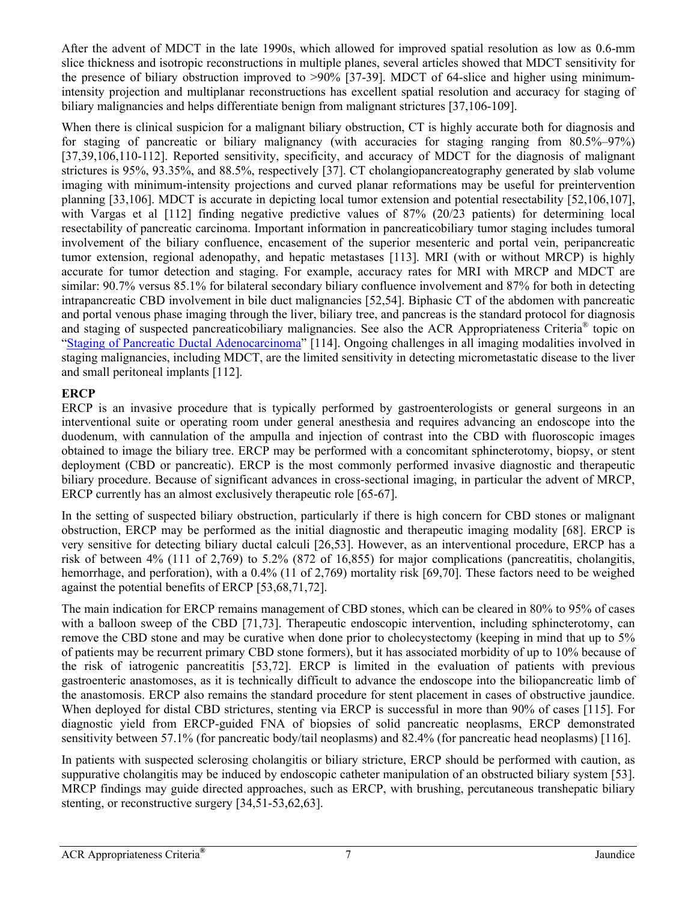After the advent of MDCT in the late 1990s, which allowed for improved spatial resolution as low as 0.6-mm slice thickness and isotropic reconstructions in multiple planes, several articles showed that MDCT sensitivity for the presence of biliary obstruction improved to >90% [37-39]. MDCT of 64-slice and higher using minimum-intensity projection and multiplanar reconstructions has excellent spatial resolution and accuracy for staging of biliary malignancies and helps differentiate benign from malignant strictures [37,106-109].

When there is clinical suspicion for a malignant biliary obstruction, CT is highly accurate both for diagnosis and for staging of pancreatic or biliary malignancy (with accuracies for staging ranging from 80.5%–97%) [37,39,106,110-112]. Reported sensitivity, specificity, and accuracy of MDCT for the diagnosis of malignant strictures is 95%, 93.35%, and 88.5%, respectively [37]. CT cholangiopancreatography generated by slab volume imaging with minimum-intensity projections and curved planar reformations may be useful for preintervention planning [33,106]. MDCT is accurate in depicting local tumor extension and potential resectability [52,106,107], with Vargas et al [112] finding negative predictive values of 87% (20/23 patients) for determining local resectability of pancreatic carcinoma. Important information in pancreaticobiliary tumor staging includes tumoral involvement of the biliary confluence, encasement of the superior mesenteric and portal vein, peripancreatic tumor extension, regional adenopathy, and hepatic metastases [113]. MRI (with or without MRCP) is highly accurate for tumor detection and staging. For example, accuracy rates for MRI with MRCP and MDCT are similar: 90.7% versus 85.1% for bilateral secondary biliary confluence involvement and 87% for both in detecting intrapancreatic CBD involvement in bile duct malignancies [52,54]. Biphasic CT of the abdomen with pancreatic and portal venous phase imaging through the liver, biliary tree, and pancreas is the standard protocol for diagnosis and staging of suspected pancreaticobiliary malignancies. See also the ACR Appropriateness Criteria® topic on "Staging of Pancreatic Ductal Adenocarcinoma" [114]. Ongoing challenges in all imaging modalities involved in staging malignancies, including MDCT, are the limited sensitivity in detecting micrometastatic disease to the liver and small peritoneal implants [112].

**ERCP**

ERCP is an invasive procedure that is typically performed by gastroenterologists or general surgeons in an interventional suite or operating room under general anesthesia and requires advancing an endoscope into the duodenum, with cannulation of the ampulla and injection of contrast into the CBD with fluoroscopic images obtained to image the biliary tree. ERCP may be performed with a concomitant sphincterotomy, biopsy, or stent deployment (CBD or pancreatic). ERCP is the most commonly performed invasive diagnostic and therapeutic biliary procedure. Because of significant advances in cross-sectional imaging, in particular the advent of MRCP, ERCP currently has an almost exclusively therapeutic role [65-67].

In the setting of suspected biliary obstruction, particularly if there is high concern for CBD stones or malignant obstruction, ERCP may be performed as the initial diagnostic and therapeutic imaging modality [68]. ERCP is very sensitive for detecting biliary ductal calculi [26,53]. However, as an interventional procedure, ERCP has a risk of between 4% (111 of 2,769) to 5.2% (872 of 16,855) for major complications (pancreatitis, cholangitis, hemorrhage, and perforation), with a 0.4% (11 of 2,769) mortality risk [69,70]. These factors need to be weighed against the potential benefits of ERCP [53,68,71,72].

The main indication for ERCP remains management of CBD stones, which can be cleared in 80% to 95% of cases with a balloon sweep of the CBD [71,73]. Therapeutic endoscopic intervention, including sphincterotomy, can remove the CBD stone and may be curative when done prior to cholecystectomy (keeping in mind that up to 5% of patients may be recurrent primary CBD stone formers), but it has associated morbidity of up to 10% because of the risk of iatrogenic pancreatitis [53,72]. ERCP is limited in the evaluation of patients with previous gastroenteric anastomoses, as it is technically difficult to advance the endoscope into the biliopancreatic limb of the anastomosis. ERCP also remains the standard procedure for stent placement in cases of obstructive jaundice. When deployed for distal CBD strictures, stenting via ERCP is successful in more than 90% of cases [115]. For diagnostic yield from ERCP-guided FNA of biopsies of solid pancreatic neoplasms, ERCP demonstrated sensitivity between 57.1% (for pancreatic body/tail neoplasms) and 82.4% (for pancreatic head neoplasms) [116].

In patients with suspected sclerosing cholangitis or biliary stricture, ERCP should be performed with caution, as suppurative cholangitis may be induced by endoscopic catheter manipulation of an obstructed biliary system [53]. MRCP findings may guide directed approaches, such as ERCP, with brushing, percutaneous transhepatic biliary stenting, or reconstructive surgery [34,51-53,62,63].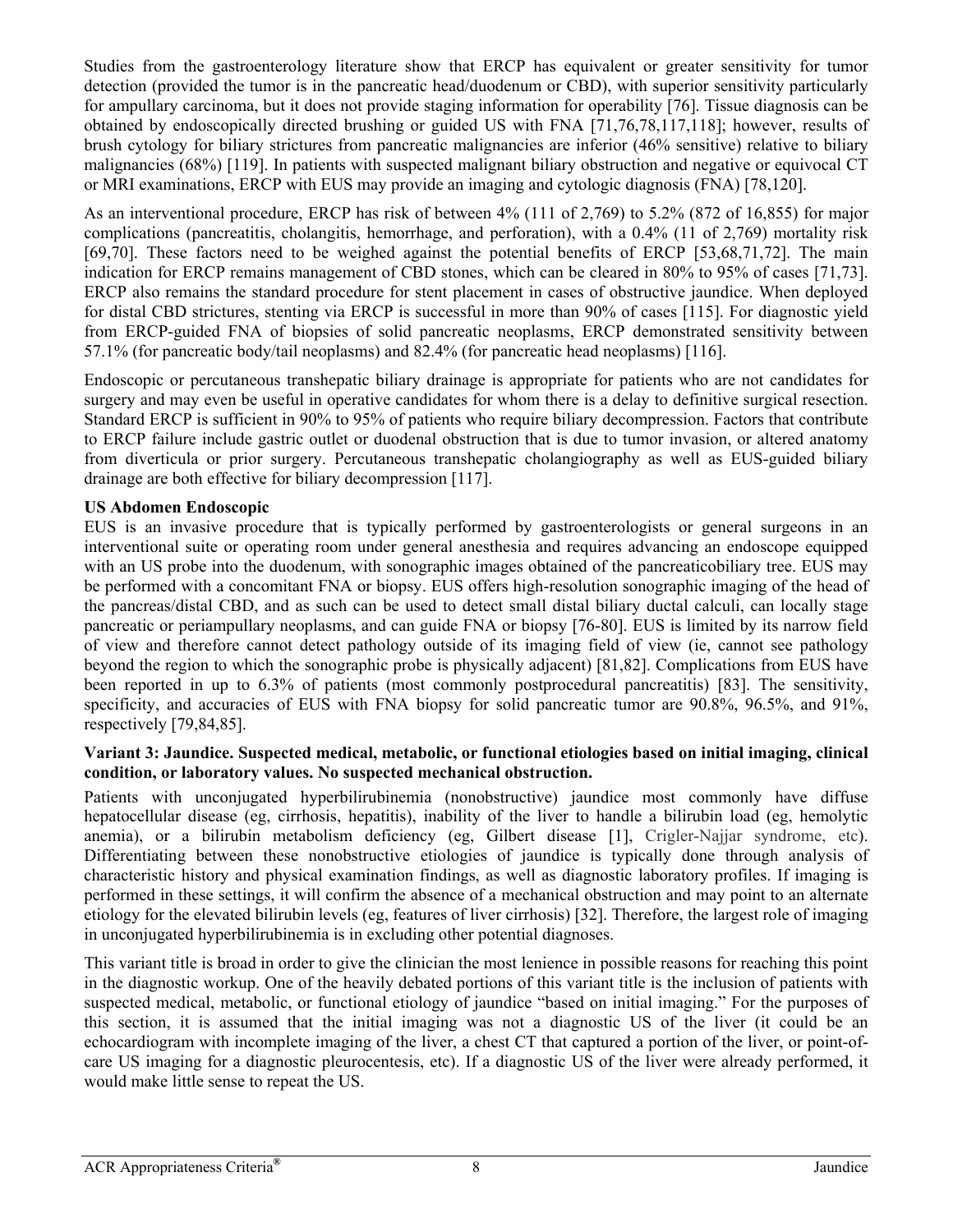Studies from the gastroenterology literature show that ERCP has equivalent or greater sensitivity for tumor detection (provided the tumor is in the pancreatic head/duodenum or CBD), with superior sensitivity particularly for ampullary carcinoma, but it does not provide staging information for operability [76]. Tissue diagnosis can be obtained by endoscopically directed brushing or guided US with FNA [71,76,78,117,118]; however, results of brush cytology for biliary strictures from pancreatic malignancies are inferior (46% sensitive) relative to biliary malignancies (68%) [119]. In patients with suspected malignant biliary obstruction and negative or equivocal CT or MRI examinations, ERCP with EUS may provide an imaging and cytologic diagnosis (FNA) [78,120].

As an interventional procedure, ERCP has risk of between 4% (111 of 2,769) to 5.2% (872 of 16,855) for major complications (pancreatitis, cholangitis, hemorrhage, and perforation), with a 0.4% (11 of 2,769) mortality risk [69,70]. These factors need to be weighed against the potential benefits of ERCP [53,68,71,72]. The main indication for ERCP remains management of CBD stones, which can be cleared in 80% to 95% of cases [71,73]. ERCP also remains the standard procedure for stent placement in cases of obstructive jaundice. When deployed for distal CBD strictures, stenting via ERCP is successful in more than 90% of cases [115]. For diagnostic yield from ERCP-guided FNA of biopsies of solid pancreatic neoplasms, ERCP demonstrated sensitivity between 57.1% (for pancreatic body/tail neoplasms) and 82.4% (for pancreatic head neoplasms) [116].

Endoscopic or percutaneous transhepatic biliary drainage is appropriate for patients who are not candidates for surgery and may even be useful in operative candidates for whom there is a delay to definitive surgical resection. Standard ERCP is sufficient in 90% to 95% of patients who require biliary decompression. Factors that contribute to ERCP failure include gastric outlet or duodenal obstruction that is due to tumor invasion, or altered anatomy from diverticula or prior surgery. Percutaneous transhepatic cholangiography as well as EUS-guided biliary drainage are both effective for biliary decompression [117].

**US Abdomen Endoscopic**

EUS is an invasive procedure that is typically performed by gastroenterologists or general surgeons in an interventional suite or operating room under general anesthesia and requires advancing an endoscope equipped with an US probe into the duodenum, with sonographic images obtained of the pancreaticobiliary tree. EUS may be performed with a concomitant FNA or biopsy. EUS offers high-resolution sonographic imaging of the head of the pancreas/distal CBD, and as such can be used to detect small distal biliary ductal calculi, can locally stage pancreatic or periampullary neoplasms, and can guide FNA or biopsy [76-80]. EUS is limited by its narrow field of view and therefore cannot detect pathology outside of its imaging field of view (ie, cannot see pathology beyond the region to which the sonographic probe is physically adjacent) [81,82]. Complications from EUS have been reported in up to 6.3% of patients (most commonly postprocedural pancreatitis) [83]. The sensitivity, specificity, and accuracies of EUS with FNA biopsy for solid pancreatic tumor are 90.8%, 96.5%, and 91%, respectively [79,84,85].

**Variant 3: Jaundice. Suspected medical, metabolic, or functional etiologies based on initial imaging, clinical condition, or laboratory values. No suspected mechanical obstruction.**

Patients with unconjugated hyperbilirubinemia (nonobstructive) jaundice most commonly have diffuse hepatocellular disease (eg, cirrhosis, hepatitis), inability of the liver to handle a bilirubin load (eg, hemolytic anemia), or a bilirubin metabolism deficiency (eg, Gilbert disease [1], Crigler-Najjar syndrome, etc). Differentiating between these nonobstructive etiologies of jaundice is typically done through analysis of characteristic history and physical examination findings, as well as diagnostic laboratory profiles. If imaging is performed in these settings, it will confirm the absence of a mechanical obstruction and may point to an alternate etiology for the elevated bilirubin levels (eg, features of liver cirrhosis) [32]. Therefore, the largest role of imaging in unconjugated hyperbilirubinemia is in excluding other potential diagnoses.

This variant title is broad in order to give the clinician the most lenience in possible reasons for reaching this point in the diagnostic workup. One of the heavily debated portions of this variant title is the inclusion of patients with suspected medical, metabolic, or functional etiology of jaundice "based on initial imaging." For the purposes of this section, it is assumed that the initial imaging was not a diagnostic US of the liver (it could be an echocardiogram with incomplete imaging of the liver, a chest CT that captured a portion of the liver, or point-of-care US imaging for a diagnostic pleurocentesis, etc). If a diagnostic US of the liver were already performed, it would make little sense to repeat the US.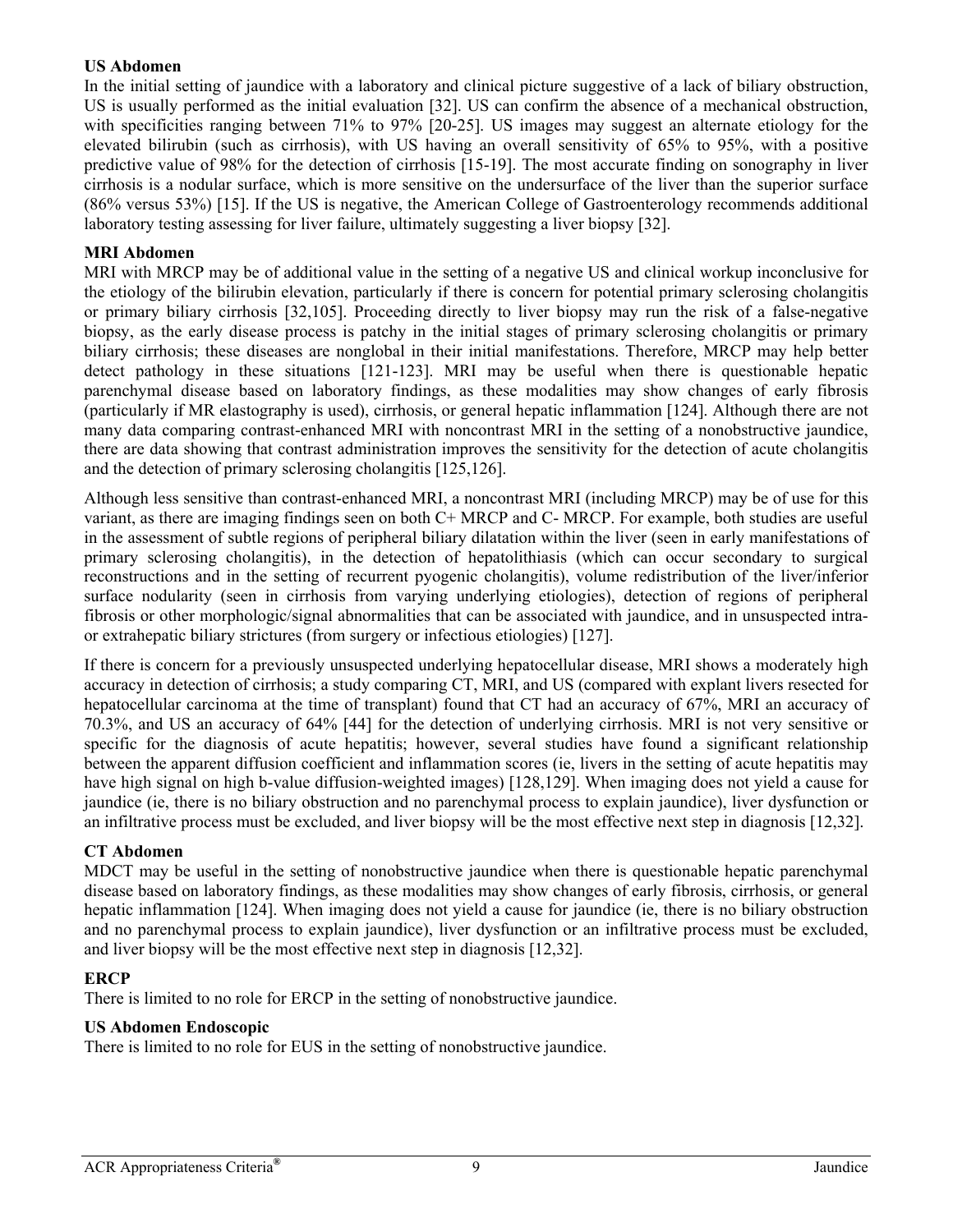**US Abdomen**

In the initial setting of jaundice with a laboratory and clinical picture suggestive of a lack of biliary obstruction, US is usually performed as the initial evaluation [32]. US can confirm the absence of a mechanical obstruction, with specificities ranging between 71% to 97% [20-25]. US images may suggest an alternate etiology for the elevated bilirubin (such as cirrhosis), with US having an overall sensitivity of 65% to 95%, with a positive predictive value of 98% for the detection of cirrhosis [15-19]. The most accurate finding on sonography in liver cirrhosis is a nodular surface, which is more sensitive on the undersurface of the liver than the superior surface (86% versus 53%) [15]. If the US is negative, the American College of Gastroenterology recommends additional laboratory testing assessing for liver failure, ultimately suggesting a liver biopsy [32].

**MRI Abdomen**

MRI with MRCP may be of additional value in the setting of a negative US and clinical workup inconclusive for the etiology of the bilirubin elevation, particularly if there is concern for potential primary sclerosing cholangitis or primary biliary cirrhosis [32,105]. Proceeding directly to liver biopsy may run the risk of a false-negative biopsy, as the early disease process is patchy in the initial stages of primary sclerosing cholangitis or primary biliary cirrhosis; these diseases are nonglobal in their initial manifestations. Therefore, MRCP may help better detect pathology in these situations [121-123]. MRI may be useful when there is questionable hepatic parenchymal disease based on laboratory findings, as these modalities may show changes of early fibrosis (particularly if MR elastography is used), cirrhosis, or general hepatic inflammation [124]. Although there are not many data comparing contrast-enhanced MRI with noncontrast MRI in the setting of a nonobstructive jaundice, there are data showing that contrast administration improves the sensitivity for the detection of acute cholangitis and the detection of primary sclerosing cholangitis [125,126].

Although less sensitive than contrast-enhanced MRI, a noncontrast MRI (including MRCP) may be of use for this variant, as there are imaging findings seen on both C+ MRCP and C- MRCP. For example, both studies are useful in the assessment of subtle regions of peripheral biliary dilatation within the liver (seen in early manifestations of primary sclerosing cholangitis), in the detection of hepatolithiasis (which can occur secondary to surgical reconstructions and in the setting of recurrent pyogenic cholangitis), volume redistribution of the liver/inferior surface nodularity (seen in cirrhosis from varying underlying etiologies), detection of regions of peripheral fibrosis or other morphologic/signal abnormalities that can be associated with jaundice, and in unsuspected intra- or extrahepatic biliary strictures (from surgery or infectious etiologies) [127].

If there is concern for a previously unsuspected underlying hepatocellular disease, MRI shows a moderately high accuracy in detection of cirrhosis; a study comparing CT, MRI, and US (compared with explant livers resected for hepatocellular carcinoma at the time of transplant) found that CT had an accuracy of 67%, MRI an accuracy of 70.3%, and US an accuracy of 64% [44] for the detection of underlying cirrhosis. MRI is not very sensitive or specific for the diagnosis of acute hepatitis; however, several studies have found a significant relationship between the apparent diffusion coefficient and inflammation scores (ie, livers in the setting of acute hepatitis may have high signal on high b-value diffusion-weighted images) [128,129]. When imaging does not yield a cause for jaundice (ie, there is no biliary obstruction and no parenchymal process to explain jaundice), liver dysfunction or an infiltrative process must be excluded, and liver biopsy will be the most effective next step in diagnosis [12,32].

**CT Abdomen**

MDCT may be useful in the setting of nonobstructive jaundice when there is questionable hepatic parenchymal disease based on laboratory findings, as these modalities may show changes of early fibrosis, cirrhosis, or general hepatic inflammation [124]. When imaging does not yield a cause for jaundice (ie, there is no biliary obstruction and no parenchymal process to explain jaundice), liver dysfunction or an infiltrative process must be excluded, and liver biopsy will be the most effective next step in diagnosis [12,32].

**ERCP**

There is limited to no role for ERCP in the setting of nonobstructive jaundice.

**US Abdomen Endoscopic**

There is limited to no role for EUS in the setting of nonobstructive jaundice.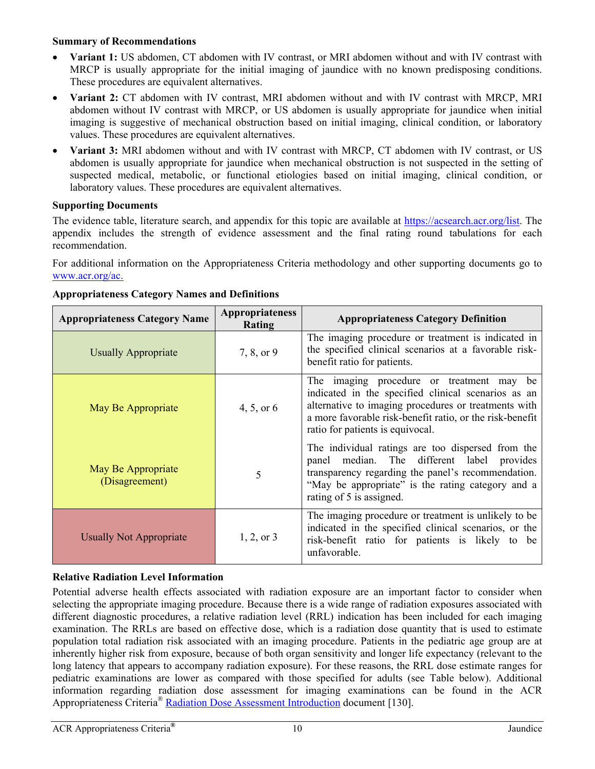**Summary of Recommendations**

- **Variant 1:** US abdomen, CT abdomen with IV contrast, or MRI abdomen without and with IV contrast with MRCP is usually appropriate for the initial imaging of jaundice with no known predisposing conditions. These procedures are equivalent alternatives.
- **Variant 2:** CT abdomen with IV contrast, MRI abdomen without and with IV contrast with MRCP, MRI abdomen without IV contrast with MRCP, or US abdomen is usually appropriate for jaundice when initial imaging is suggestive of mechanical obstruction based on initial imaging, clinical condition, or laboratory values. These procedures are equivalent alternatives.
- **Variant 3:** MRI abdomen without and with IV contrast with MRCP, CT abdomen with IV contrast, or US abdomen is usually appropriate for jaundice when mechanical obstruction is not suspected in the setting of suspected medical, metabolic, or functional etiologies based on initial imaging, clinical condition, or laboratory values. These procedures are equivalent alternatives.

**Supporting Documents**

The evidence table, literature search, and appendix for this topic are available at https://acsearch.acr.org/list. The appendix includes the strength of evidence assessment and the final rating round tabulations for each recommendation.

For additional information on the Appropriateness Criteria methodology and other supporting documents go to www.acr.org/ac.

**Appropriateness Category Names and Definitions**

| Appropriateness Category Name | Appropriateness Rating | Appropriateness Category Definition |
|---|---|---|
| Usually Appropriate | 7, 8, or 9 | The imaging procedure or treatment is indicated in the specified clinical scenarios at a favorable risk-benefit ratio for patients. |
| May Be Appropriate | 4, 5, or 6 | The imaging procedure or treatment may be indicated in the specified clinical scenarios as an alternative to imaging procedures or treatments with a more favorable risk-benefit ratio, or the risk-benefit ratio for patients is equivocal. |
| May Be Appropriate (Disagreement) | 5 | The individual ratings are too dispersed from the panel median. The different label provides transparency regarding the panel's recommendation. "May be appropriate" is the rating category and a rating of 5 is assigned. |
| Usually Not Appropriate | 1, 2, or 3 | The imaging procedure or treatment is unlikely to be indicated in the specified clinical scenarios, or the risk-benefit ratio for patients is likely to be unfavorable. |

**Relative Radiation Level Information**

Potential adverse health effects associated with radiation exposure are an important factor to consider when selecting the appropriate imaging procedure. Because there is a wide range of radiation exposures associated with different diagnostic procedures, a relative radiation level (RRL) indication has been included for each imaging examination. The RRLs are based on effective dose, which is a radiation dose quantity that is used to estimate population total radiation risk associated with an imaging procedure. Patients in the pediatric age group are at inherently higher risk from exposure, because of both organ sensitivity and longer life expectancy (relevant to the long latency that appears to accompany radiation exposure). For these reasons, the RRL dose estimate ranges for pediatric examinations are lower as compared with those specified for adults (see Table below). Additional information regarding radiation dose assessment for imaging examinations can be found in the ACR Appropriateness Criteria® Radiation Dose Assessment Introduction document [130].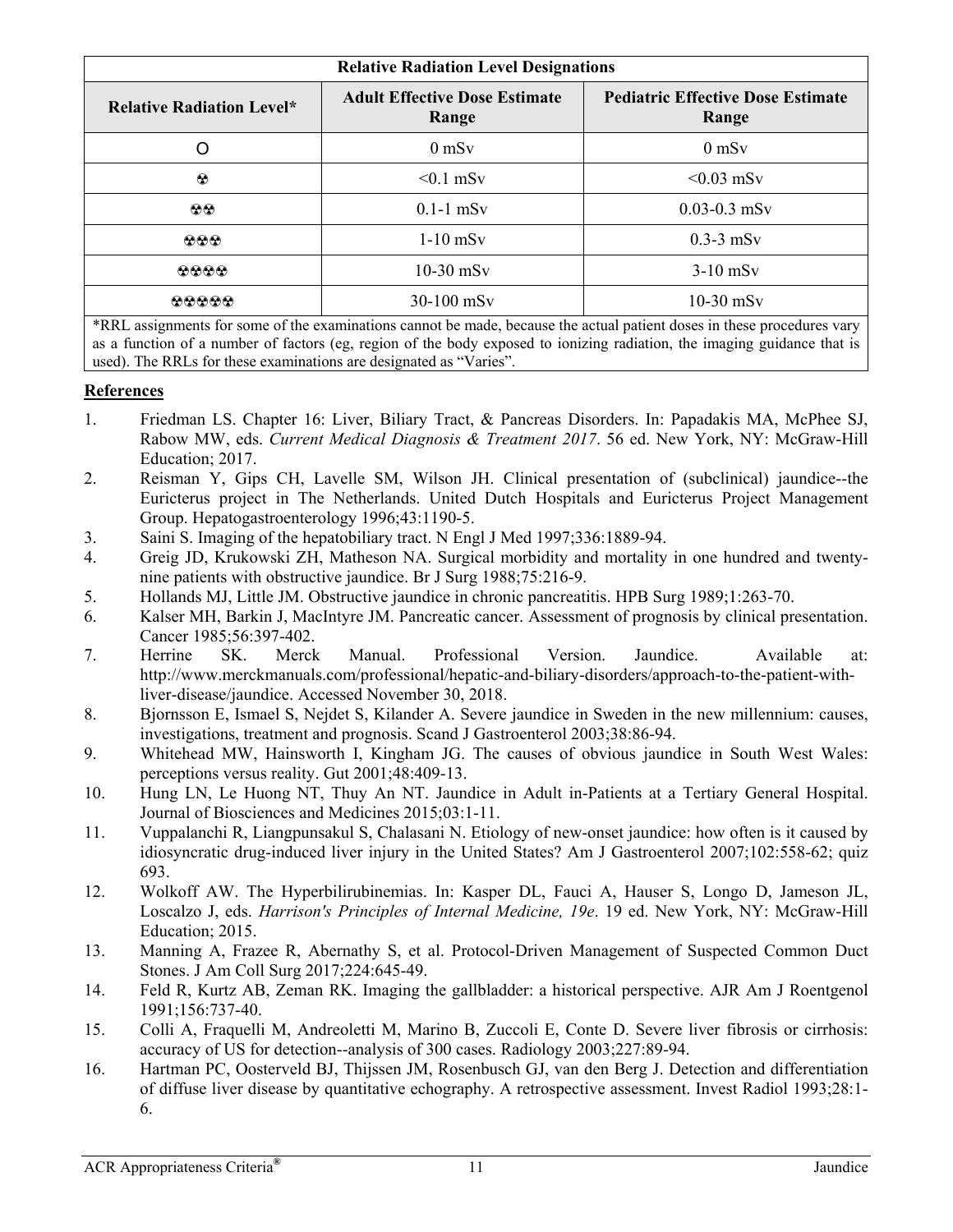| Relative Radiation Level Designations | | |
|---|---|---|
| **Relative Radiation Level*** | **Adult Effective Dose Estimate Range** | **Pediatric Effective Dose Estimate Range** |
| O | 0 mSv | 0 mSv |
| ☢ | <0.1 mSv | <0.03 mSv |
| ☢☢ | 0.1-1 mSv | 0.03-0.3 mSv |
| ☢☢☢ | 1-10 mSv | 0.3-3 mSv |
| ☢☢☢☢ | 10-30 mSv | 3-10 mSv |
| ☢☢☢☢☢ | 30-100 mSv | 10-30 mSv |

*RRL assignments for some of the examinations cannot be made, because the actual patient doses in these procedures vary as a function of a number of factors (eg, region of the body exposed to ionizing radiation, the imaging guidance that is used). The RRLs for these examinations are designated as "Varies".

## References

1. Friedman LS. Chapter 16: Liver, Biliary Tract, & Pancreas Disorders. In: Papadakis MA, McPhee SJ, Rabow MW, eds. *Current Medical Diagnosis & Treatment 2017*. 56 ed. New York, NY: McGraw-Hill Education; 2017.
2. Reisman Y, Gips CH, Lavelle SM, Wilson JH. Clinical presentation of (subclinical) jaundice--the Euricterus project in The Netherlands. United Dutch Hospitals and Euricterus Project Management Group. Hepatogastroenterology 1996;43:1190-5.
3. Saini S. Imaging of the hepatobiliary tract. N Engl J Med 1997;336:1889-94.
4. Greig JD, Krukowski ZH, Matheson NA. Surgical morbidity and mortality in one hundred and twenty-nine patients with obstructive jaundice. Br J Surg 1988;75:216-9.
5. Hollands MJ, Little JM. Obstructive jaundice in chronic pancreatitis. HPB Surg 1989;1:263-70.
6. Kalser MH, Barkin J, MacIntyre JM. Pancreatic cancer. Assessment of prognosis by clinical presentation. Cancer 1985;56:397-402.
7. Herrine SK. Merck Manual. Professional Version. Jaundice. Available at: http://www.merckmanuals.com/professional/hepatic-and-biliary-disorders/approach-to-the-patient-with-liver-disease/jaundice. Accessed November 30, 2018.
8. Bjornsson E, Ismael S, Nejdet S, Kilander A. Severe jaundice in Sweden in the new millennium: causes, investigations, treatment and prognosis. Scand J Gastroenterol 2003;38:86-94.
9. Whitehead MW, Hainsworth I, Kingham JG. The causes of obvious jaundice in South West Wales: perceptions versus reality. Gut 2001;48:409-13.
10. Hung LN, Le Huong NT, Thuy An NT. Jaundice in Adult in-Patients at a Tertiary General Hospital. Journal of Biosciences and Medicines 2015;03:1-11.
11. Vuppalanchi R, Liangpunsakul S, Chalasani N. Etiology of new-onset jaundice: how often is it caused by idiosyncratic drug-induced liver injury in the United States? Am J Gastroenterol 2007;102:558-62; quiz 693.
12. Wolkoff AW. The Hyperbilirubinemias. In: Kasper DL, Fauci A, Hauser S, Longo D, Jameson JL, Loscalzo J, eds. *Harrison's Principles of Internal Medicine, 19e*. 19 ed. New York, NY: McGraw-Hill Education; 2015.
13. Manning A, Frazee R, Abernathy S, et al. Protocol-Driven Management of Suspected Common Duct Stones. J Am Coll Surg 2017;224:645-49.
14. Feld R, Kurtz AB, Zeman RK. Imaging the gallbladder: a historical perspective. AJR Am J Roentgenol 1991;156:737-40.
15. Colli A, Fraquelli M, Andreoletti M, Marino B, Zuccoli E, Conte D. Severe liver fibrosis or cirrhosis: accuracy of US for detection--analysis of 300 cases. Radiology 2003;227:89-94.
16. Hartman PC, Oosterveld BJ, Thijssen JM, Rosenbusch GJ, van den Berg J. Detection and differentiation of diffuse liver disease by quantitative echography. A retrospective assessment. Invest Radiol 1993;28:1-6.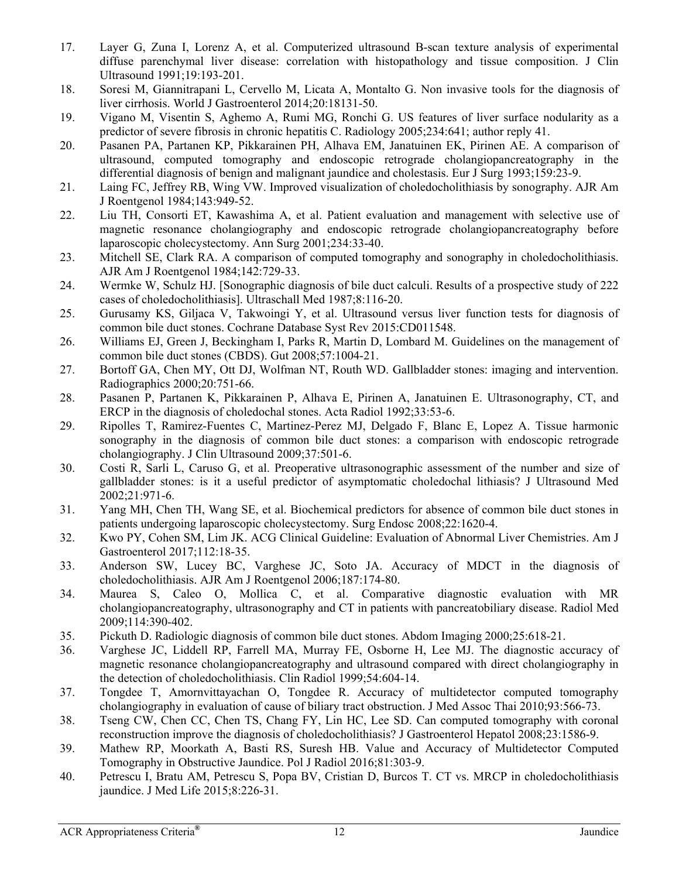17. Layer G, Zuna I, Lorenz A, et al. Computerized ultrasound B-scan texture analysis of experimental diffuse parenchymal liver disease: correlation with histopathology and tissue composition. J Clin Ultrasound 1991;19:193-201.
18. Soresi M, Giannitrapani L, Cervello M, Licata A, Montalto G. Non invasive tools for the diagnosis of liver cirrhosis. World J Gastroenterol 2014;20:18131-50.
19. Vigano M, Visentin S, Aghemo A, Rumi MG, Ronchi G. US features of liver surface nodularity as a predictor of severe fibrosis in chronic hepatitis C. Radiology 2005;234:641; author reply 41.
20. Pasanen PA, Partanen KP, Pikkarainen PH, Alhava EM, Janatuinen EK, Pirinen AE. A comparison of ultrasound, computed tomography and endoscopic retrograde cholangiopancreatography in the differential diagnosis of benign and malignant jaundice and cholestasis. Eur J Surg 1993;159:23-9.
21. Laing FC, Jeffrey RB, Wing VW. Improved visualization of choledocholithiasis by sonography. AJR Am J Roentgenol 1984;143:949-52.
22. Liu TH, Consorti ET, Kawashima A, et al. Patient evaluation and management with selective use of magnetic resonance cholangiography and endoscopic retrograde cholangiopancreatography before laparoscopic cholecystectomy. Ann Surg 2001;234:33-40.
23. Mitchell SE, Clark RA. A comparison of computed tomography and sonography in choledocholithiasis. AJR Am J Roentgenol 1984;142:729-33.
24. Wermke W, Schulz HJ. [Sonographic diagnosis of bile duct calculi. Results of a prospective study of 222 cases of choledocholithiasis]. Ultraschall Med 1987;8:116-20.
25. Gurusamy KS, Giljaca V, Takwoingi Y, et al. Ultrasound versus liver function tests for diagnosis of common bile duct stones. Cochrane Database Syst Rev 2015:CD011548.
26. Williams EJ, Green J, Beckingham I, Parks R, Martin D, Lombard M. Guidelines on the management of common bile duct stones (CBDS). Gut 2008;57:1004-21.
27. Bortoff GA, Chen MY, Ott DJ, Wolfman NT, Routh WD. Gallbladder stones: imaging and intervention. Radiographics 2000;20:751-66.
28. Pasanen P, Partanen K, Pikkarainen P, Alhava E, Pirinen A, Janatuinen E. Ultrasonography, CT, and ERCP in the diagnosis of choledochal stones. Acta Radiol 1992;33:53-6.
29. Ripolles T, Ramirez-Fuentes C, Martinez-Perez MJ, Delgado F, Blanc E, Lopez A. Tissue harmonic sonography in the diagnosis of common bile duct stones: a comparison with endoscopic retrograde cholangiography. J Clin Ultrasound 2009;37:501-6.
30. Costi R, Sarli L, Caruso G, et al. Preoperative ultrasonographic assessment of the number and size of gallbladder stones: is it a useful predictor of asymptomatic choledochal lithiasis? J Ultrasound Med 2002;21:971-6.
31. Yang MH, Chen TH, Wang SE, et al. Biochemical predictors for absence of common bile duct stones in patients undergoing laparoscopic cholecystectomy. Surg Endosc 2008;22:1620-4.
32. Kwo PY, Cohen SM, Lim JK. ACG Clinical Guideline: Evaluation of Abnormal Liver Chemistries. Am J Gastroenterol 2017;112:18-35.
33. Anderson SW, Lucey BC, Varghese JC, Soto JA. Accuracy of MDCT in the diagnosis of choledocholithiasis. AJR Am J Roentgenol 2006;187:174-80.
34. Maurea S, Caleo O, Mollica C, et al. Comparative diagnostic evaluation with MR cholangiopancreatography, ultrasonography and CT in patients with pancreatobiliary disease. Radiol Med 2009;114:390-402.
35. Pickuth D. Radiologic diagnosis of common bile duct stones. Abdom Imaging 2000;25:618-21.
36. Varghese JC, Liddell RP, Farrell MA, Murray FE, Osborne H, Lee MJ. The diagnostic accuracy of magnetic resonance cholangiopancreatography and ultrasound compared with direct cholangiography in the detection of choledocholithiasis. Clin Radiol 1999;54:604-14.
37. Tongdee T, Amornvittayachan O, Tongdee R. Accuracy of multidetector computed tomography cholangiography in evaluation of cause of biliary tract obstruction. J Med Assoc Thai 2010;93:566-73.
38. Tseng CW, Chen CC, Chen TS, Chang FY, Lin HC, Lee SD. Can computed tomography with coronal reconstruction improve the diagnosis of choledocholithiasis? J Gastroenterol Hepatol 2008;23:1586-9.
39. Mathew RP, Moorkath A, Basti RS, Suresh HB. Value and Accuracy of Multidetector Computed Tomography in Obstructive Jaundice. Pol J Radiol 2016;81:303-9.
40. Petrescu I, Bratu AM, Petrescu S, Popa BV, Cristian D, Burcos T. CT vs. MRCP in choledocholithiasis jaundice. J Med Life 2015;8:226-31.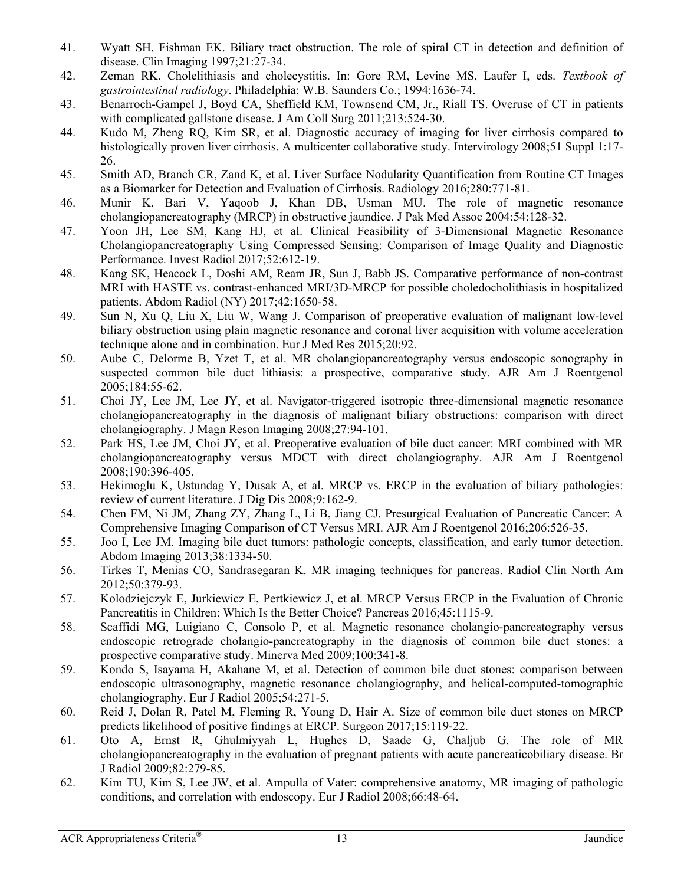41. Wyatt SH, Fishman EK. Biliary tract obstruction. The role of spiral CT in detection and definition of disease. Clin Imaging 1997;21:27-34.
42. Zeman RK. Cholelithiasis and cholecystitis. In: Gore RM, Levine MS, Laufer I, eds. *Textbook of gastrointestinal radiology*. Philadelphia: W.B. Saunders Co.; 1994:1636-74.
43. Benarroch-Gampel J, Boyd CA, Sheffield KM, Townsend CM, Jr., Riall TS. Overuse of CT in patients with complicated gallstone disease. J Am Coll Surg 2011;213:524-30.
44. Kudo M, Zheng RQ, Kim SR, et al. Diagnostic accuracy of imaging for liver cirrhosis compared to histologically proven liver cirrhosis. A multicenter collaborative study. Intervirology 2008;51 Suppl 1:17-26.
45. Smith AD, Branch CR, Zand K, et al. Liver Surface Nodularity Quantification from Routine CT Images as a Biomarker for Detection and Evaluation of Cirrhosis. Radiology 2016;280:771-81.
46. Munir K, Bari V, Yaqoob J, Khan DB, Usman MU. The role of magnetic resonance cholangiopancreatography (MRCP) in obstructive jaundice. J Pak Med Assoc 2004;54:128-32.
47. Yoon JH, Lee SM, Kang HJ, et al. Clinical Feasibility of 3-Dimensional Magnetic Resonance Cholangiopancreatography Using Compressed Sensing: Comparison of Image Quality and Diagnostic Performance. Invest Radiol 2017;52:612-19.
48. Kang SK, Heacock L, Doshi AM, Ream JR, Sun J, Babb JS. Comparative performance of non-contrast MRI with HASTE vs. contrast-enhanced MRI/3D-MRCP for possible choledocholithiasis in hospitalized patients. Abdom Radiol (NY) 2017;42:1650-58.
49. Sun N, Xu Q, Liu X, Liu W, Wang J. Comparison of preoperative evaluation of malignant low-level biliary obstruction using plain magnetic resonance and coronal liver acquisition with volume acceleration technique alone and in combination. Eur J Med Res 2015;20:92.
50. Aube C, Delorme B, Yzet T, et al. MR cholangiopancreatography versus endoscopic sonography in suspected common bile duct lithiasis: a prospective, comparative study. AJR Am J Roentgenol 2005;184:55-62.
51. Choi JY, Lee JM, Lee JY, et al. Navigator-triggered isotropic three-dimensional magnetic resonance cholangiopancreatography in the diagnosis of malignant biliary obstructions: comparison with direct cholangiography. J Magn Reson Imaging 2008;27:94-101.
52. Park HS, Lee JM, Choi JY, et al. Preoperative evaluation of bile duct cancer: MRI combined with MR cholangiopancreatography versus MDCT with direct cholangiography. AJR Am J Roentgenol 2008;190:396-405.
53. Hekimoglu K, Ustundag Y, Dusak A, et al. MRCP vs. ERCP in the evaluation of biliary pathologies: review of current literature. J Dig Dis 2008;9:162-9.
54. Chen FM, Ni JM, Zhang ZY, Zhang L, Li B, Jiang CJ. Presurgical Evaluation of Pancreatic Cancer: A Comprehensive Imaging Comparison of CT Versus MRI. AJR Am J Roentgenol 2016;206:526-35.
55. Joo I, Lee JM. Imaging bile duct tumors: pathologic concepts, classification, and early tumor detection. Abdom Imaging 2013;38:1334-50.
56. Tirkes T, Menias CO, Sandrasegaran K. MR imaging techniques for pancreas. Radiol Clin North Am 2012;50:379-93.
57. Kolodziejczyk E, Jurkiewicz E, Pertkiewicz J, et al. MRCP Versus ERCP in the Evaluation of Chronic Pancreatitis in Children: Which Is the Better Choice? Pancreas 2016;45:1115-9.
58. Scaffidi MG, Luigiano C, Consolo P, et al. Magnetic resonance cholangio-pancreatography versus endoscopic retrograde cholangio-pancreatography in the diagnosis of common bile duct stones: a prospective comparative study. Minerva Med 2009;100:341-8.
59. Kondo S, Isayama H, Akahane M, et al. Detection of common bile duct stones: comparison between endoscopic ultrasonography, magnetic resonance cholangiography, and helical-computed-tomographic cholangiography. Eur J Radiol 2005;54:271-5.
60. Reid J, Dolan R, Patel M, Fleming R, Young D, Hair A. Size of common bile duct stones on MRCP predicts likelihood of positive findings at ERCP. Surgeon 2017;15:119-22.
61. Oto A, Ernst R, Ghulmiyyah L, Hughes D, Saade G, Chaljub G. The role of MR cholangiopancreatography in the evaluation of pregnant patients with acute pancreaticobiliary disease. Br J Radiol 2009;82:279-85.
62. Kim TU, Kim S, Lee JW, et al. Ampulla of Vater: comprehensive anatomy, MR imaging of pathologic conditions, and correlation with endoscopy. Eur J Radiol 2008;66:48-64.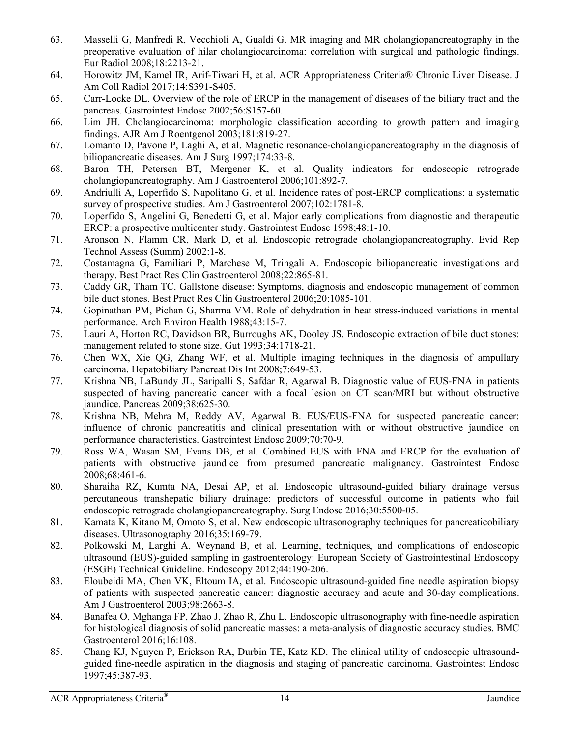63. Masselli G, Manfredi R, Vecchioli A, Gualdi G. MR imaging and MR cholangiopancreatography in the preoperative evaluation of hilar cholangiocarcinoma: correlation with surgical and pathologic findings. Eur Radiol 2008;18:2213-21.
64. Horowitz JM, Kamel IR, Arif-Tiwari H, et al. ACR Appropriateness Criteria® Chronic Liver Disease. J Am Coll Radiol 2017;14:S391-S405.
65. Carr-Locke DL. Overview of the role of ERCP in the management of diseases of the biliary tract and the pancreas. Gastrointest Endosc 2002;56:S157-60.
66. Lim JH. Cholangiocarcinoma: morphologic classification according to growth pattern and imaging findings. AJR Am J Roentgenol 2003;181:819-27.
67. Lomanto D, Pavone P, Laghi A, et al. Magnetic resonance-cholangiopancreatography in the diagnosis of biliopancreatic diseases. Am J Surg 1997;174:33-8.
68. Baron TH, Petersen BT, Mergener K, et al. Quality indicators for endoscopic retrograde cholangiopancreatography. Am J Gastroenterol 2006;101:892-7.
69. Andriulli A, Loperfido S, Napolitano G, et al. Incidence rates of post-ERCP complications: a systematic survey of prospective studies. Am J Gastroenterol 2007;102:1781-8.
70. Loperfido S, Angelini G, Benedetti G, et al. Major early complications from diagnostic and therapeutic ERCP: a prospective multicenter study. Gastrointest Endosc 1998;48:1-10.
71. Aronson N, Flamm CR, Mark D, et al. Endoscopic retrograde cholangiopancreatography. Evid Rep Technol Assess (Summ) 2002:1-8.
72. Costamagna G, Familiari P, Marchese M, Tringali A. Endoscopic biliopancreatic investigations and therapy. Best Pract Res Clin Gastroenterol 2008;22:865-81.
73. Caddy GR, Tham TC. Gallstone disease: Symptoms, diagnosis and endoscopic management of common bile duct stones. Best Pract Res Clin Gastroenterol 2006;20:1085-101.
74. Gopinathan PM, Pichan G, Sharma VM. Role of dehydration in heat stress-induced variations in mental performance. Arch Environ Health 1988;43:15-7.
75. Lauri A, Horton RC, Davidson BR, Burroughs AK, Dooley JS. Endoscopic extraction of bile duct stones: management related to stone size. Gut 1993;34:1718-21.
76. Chen WX, Xie QG, Zhang WF, et al. Multiple imaging techniques in the diagnosis of ampullary carcinoma. Hepatobiliary Pancreat Dis Int 2008;7:649-53.
77. Krishna NB, LaBundy JL, Saripalli S, Safdar R, Agarwal B. Diagnostic value of EUS-FNA in patients suspected of having pancreatic cancer with a focal lesion on CT scan/MRI but without obstructive jaundice. Pancreas 2009;38:625-30.
78. Krishna NB, Mehra M, Reddy AV, Agarwal B. EUS/EUS-FNA for suspected pancreatic cancer: influence of chronic pancreatitis and clinical presentation with or without obstructive jaundice on performance characteristics. Gastrointest Endosc 2009;70:70-9.
79. Ross WA, Wasan SM, Evans DB, et al. Combined EUS with FNA and ERCP for the evaluation of patients with obstructive jaundice from presumed pancreatic malignancy. Gastrointest Endosc 2008;68:461-6.
80. Sharaiha RZ, Kumta NA, Desai AP, et al. Endoscopic ultrasound-guided biliary drainage versus percutaneous transhepatic biliary drainage: predictors of successful outcome in patients who fail endoscopic retrograde cholangiopancreatography. Surg Endosc 2016;30:5500-05.
81. Kamata K, Kitano M, Omoto S, et al. New endoscopic ultrasonography techniques for pancreaticobiliary diseases. Ultrasonography 2016;35:169-79.
82. Polkowski M, Larghi A, Weynand B, et al. Learning, techniques, and complications of endoscopic ultrasound (EUS)-guided sampling in gastroenterology: European Society of Gastrointestinal Endoscopy (ESGE) Technical Guideline. Endoscopy 2012;44:190-206.
83. Eloubeidi MA, Chen VK, Eltoum IA, et al. Endoscopic ultrasound-guided fine needle aspiration biopsy of patients with suspected pancreatic cancer: diagnostic accuracy and acute and 30-day complications. Am J Gastroenterol 2003;98:2663-8.
84. Banafea O, Mghanga FP, Zhao J, Zhao R, Zhu L. Endoscopic ultrasonography with fine-needle aspiration for histological diagnosis of solid pancreatic masses: a meta-analysis of diagnostic accuracy studies. BMC Gastroenterol 2016;16:108.
85. Chang KJ, Nguyen P, Erickson RA, Durbin TE, Katz KD. The clinical utility of endoscopic ultrasound-guided fine-needle aspiration in the diagnosis and staging of pancreatic carcinoma. Gastrointest Endosc 1997;45:387-93.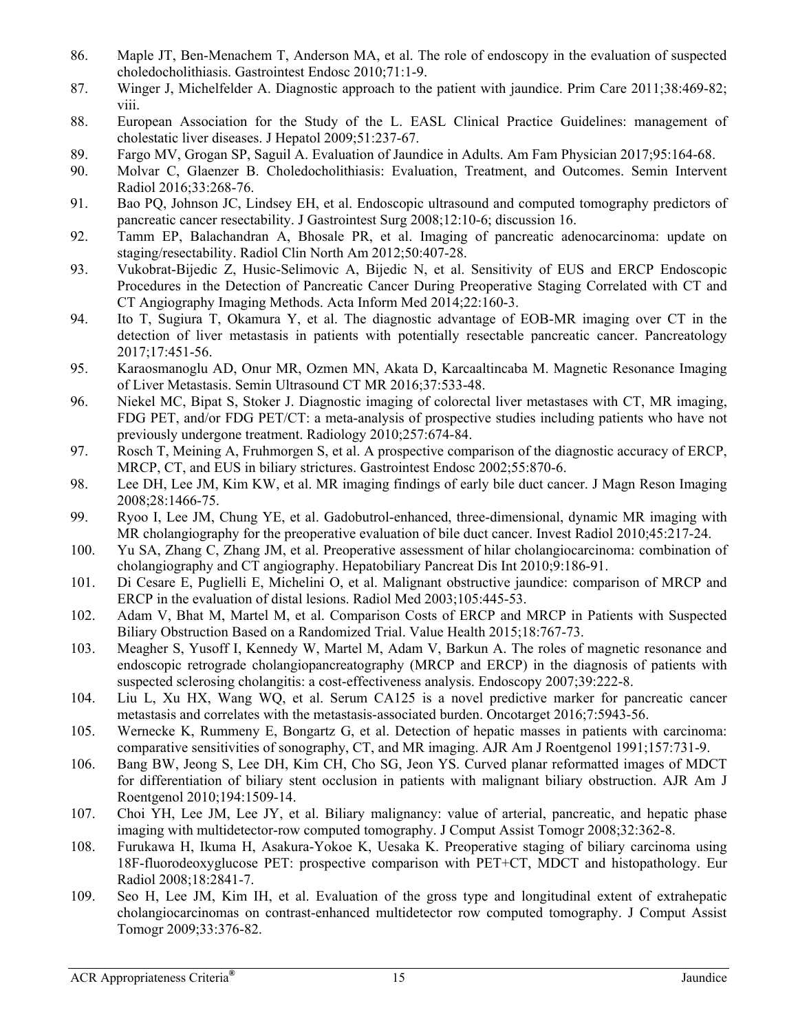86. Maple JT, Ben-Menachem T, Anderson MA, et al. The role of endoscopy in the evaluation of suspected choledocholithiasis. Gastrointest Endosc 2010;71:1-9.
87. Winger J, Michelfelder A. Diagnostic approach to the patient with jaundice. Prim Care 2011;38:469-82; viii.
88. European Association for the Study of the L. EASL Clinical Practice Guidelines: management of cholestatic liver diseases. J Hepatol 2009;51:237-67.
89. Fargo MV, Grogan SP, Saguil A. Evaluation of Jaundice in Adults. Am Fam Physician 2017;95:164-68.
90. Molvar C, Glaenzer B. Choledocholithiasis: Evaluation, Treatment, and Outcomes. Semin Intervent Radiol 2016;33:268-76.
91. Bao PQ, Johnson JC, Lindsey EH, et al. Endoscopic ultrasound and computed tomography predictors of pancreatic cancer resectability. J Gastrointest Surg 2008;12:10-6; discussion 16.
92. Tamm EP, Balachandran A, Bhosale PR, et al. Imaging of pancreatic adenocarcinoma: update on staging/resectability. Radiol Clin North Am 2012;50:407-28.
93. Vukobrat-Bijedic Z, Husic-Selimovic A, Bijedic N, et al. Sensitivity of EUS and ERCP Endoscopic Procedures in the Detection of Pancreatic Cancer During Preoperative Staging Correlated with CT and CT Angiography Imaging Methods. Acta Inform Med 2014;22:160-3.
94. Ito T, Sugiura T, Okamura Y, et al. The diagnostic advantage of EOB-MR imaging over CT in the detection of liver metastasis in patients with potentially resectable pancreatic cancer. Pancreatology 2017;17:451-56.
95. Karaosmanoglu AD, Onur MR, Ozmen MN, Akata D, Karcaaltincaba M. Magnetic Resonance Imaging of Liver Metastasis. Semin Ultrasound CT MR 2016;37:533-48.
96. Niekel MC, Bipat S, Stoker J. Diagnostic imaging of colorectal liver metastases with CT, MR imaging, FDG PET, and/or FDG PET/CT: a meta-analysis of prospective studies including patients who have not previously undergone treatment. Radiology 2010;257:674-84.
97. Rosch T, Meining A, Fruhmorgen S, et al. A prospective comparison of the diagnostic accuracy of ERCP, MRCP, CT, and EUS in biliary strictures. Gastrointest Endosc 2002;55:870-6.
98. Lee DH, Lee JM, Kim KW, et al. MR imaging findings of early bile duct cancer. J Magn Reson Imaging 2008;28:1466-75.
99. Ryoo I, Lee JM, Chung YE, et al. Gadobutrol-enhanced, three-dimensional, dynamic MR imaging with MR cholangiography for the preoperative evaluation of bile duct cancer. Invest Radiol 2010;45:217-24.
100. Yu SA, Zhang C, Zhang JM, et al. Preoperative assessment of hilar cholangiocarcinoma: combination of cholangiography and CT angiography. Hepatobiliary Pancreat Dis Int 2010;9:186-91.
101. Di Cesare E, Puglielli E, Michelini O, et al. Malignant obstructive jaundice: comparison of MRCP and ERCP in the evaluation of distal lesions. Radiol Med 2003;105:445-53.
102. Adam V, Bhat M, Martel M, et al. Comparison Costs of ERCP and MRCP in Patients with Suspected Biliary Obstruction Based on a Randomized Trial. Value Health 2015;18:767-73.
103. Meagher S, Yusoff I, Kennedy W, Martel M, Adam V, Barkun A. The roles of magnetic resonance and endoscopic retrograde cholangiopancreatography (MRCP and ERCP) in the diagnosis of patients with suspected sclerosing cholangitis: a cost-effectiveness analysis. Endoscopy 2007;39:222-8.
104. Liu L, Xu HX, Wang WQ, et al. Serum CA125 is a novel predictive marker for pancreatic cancer metastasis and correlates with the metastasis-associated burden. Oncotarget 2016;7:5943-56.
105. Wernecke K, Rummeny E, Bongartz G, et al. Detection of hepatic masses in patients with carcinoma: comparative sensitivities of sonography, CT, and MR imaging. AJR Am J Roentgenol 1991;157:731-9.
106. Bang BW, Jeong S, Lee DH, Kim CH, Cho SG, Jeon YS. Curved planar reformatted images of MDCT for differentiation of biliary stent occlusion in patients with malignant biliary obstruction. AJR Am J Roentgenol 2010;194:1509-14.
107. Choi YH, Lee JM, Lee JY, et al. Biliary malignancy: value of arterial, pancreatic, and hepatic phase imaging with multidetector-row computed tomography. J Comput Assist Tomogr 2008;32:362-8.
108. Furukawa H, Ikuma H, Asakura-Yokoe K, Uesaka K. Preoperative staging of biliary carcinoma using 18F-fluorodeoxyglucose PET: prospective comparison with PET+CT, MDCT and histopathology. Eur Radiol 2008;18:2841-7.
109. Seo H, Lee JM, Kim IH, et al. Evaluation of the gross type and longitudinal extent of extrahepatic cholangiocarcinomas on contrast-enhanced multidetector row computed tomography. J Comput Assist Tomogr 2009;33:376-82.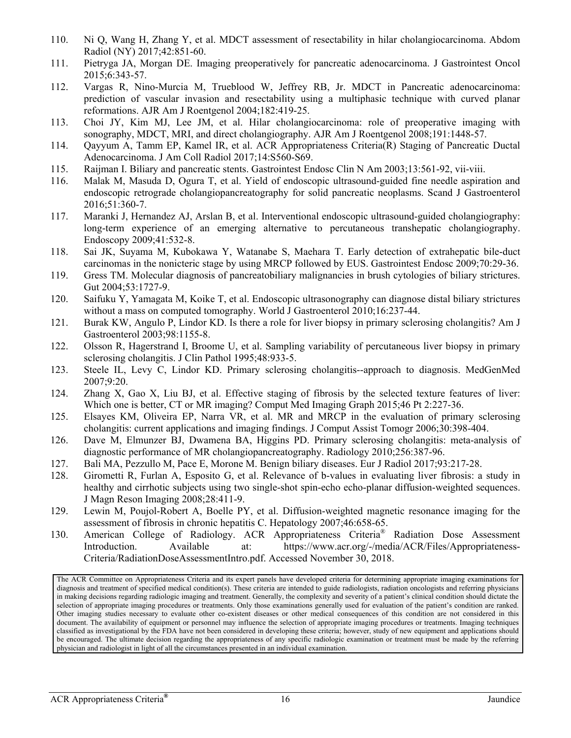110. Ni Q, Wang H, Zhang Y, et al. MDCT assessment of resectability in hilar cholangiocarcinoma. Abdom Radiol (NY) 2017;42:851-60.
111. Pietryga JA, Morgan DE. Imaging preoperatively for pancreatic adenocarcinoma. J Gastrointest Oncol 2015;6:343-57.
112. Vargas R, Nino-Murcia M, Trueblood W, Jeffrey RB, Jr. MDCT in Pancreatic adenocarcinoma: prediction of vascular invasion and resectability using a multiphasic technique with curved planar reformations. AJR Am J Roentgenol 2004;182:419-25.
113. Choi JY, Kim MJ, Lee JM, et al. Hilar cholangiocarcinoma: role of preoperative imaging with sonography, MDCT, MRI, and direct cholangiography. AJR Am J Roentgenol 2008;191:1448-57.
114. Qayyum A, Tamm EP, Kamel IR, et al. ACR Appropriateness Criteria(R) Staging of Pancreatic Ductal Adenocarcinoma. J Am Coll Radiol 2017;14:S560-S69.
115. Raijman I. Biliary and pancreatic stents. Gastrointest Endosc Clin N Am 2003;13:561-92, vii-viii.
116. Malak M, Masuda D, Ogura T, et al. Yield of endoscopic ultrasound-guided fine needle aspiration and endoscopic retrograde cholangiopancreatography for solid pancreatic neoplasms. Scand J Gastroenterol 2016;51:360-7.
117. Maranki J, Hernandez AJ, Arslan B, et al. Interventional endoscopic ultrasound-guided cholangiography: long-term experience of an emerging alternative to percutaneous transhepatic cholangiography. Endoscopy 2009;41:532-8.
118. Sai JK, Suyama M, Kubokawa Y, Watanabe S, Maehara T. Early detection of extrahepatic bile-duct carcinomas in the nonicteric stage by using MRCP followed by EUS. Gastrointest Endosc 2009;70:29-36.
119. Gress TM. Molecular diagnosis of pancreatobiliary malignancies in brush cytologies of biliary strictures. Gut 2004;53:1727-9.
120. Saifuku Y, Yamagata M, Koike T, et al. Endoscopic ultrasonography can diagnose distal biliary strictures without a mass on computed tomography. World J Gastroenterol 2010;16:237-44.
121. Burak KW, Angulo P, Lindor KD. Is there a role for liver biopsy in primary sclerosing cholangitis? Am J Gastroenterol 2003;98:1155-8.
122. Olsson R, Hagerstrand I, Broome U, et al. Sampling variability of percutaneous liver biopsy in primary sclerosing cholangitis. J Clin Pathol 1995;48:933-5.
123. Steele IL, Levy C, Lindor KD. Primary sclerosing cholangitis--approach to diagnosis. MedGenMed 2007;9:20.
124. Zhang X, Gao X, Liu BJ, et al. Effective staging of fibrosis by the selected texture features of liver: Which one is better, CT or MR imaging? Comput Med Imaging Graph 2015;46 Pt 2:227-36.
125. Elsayes KM, Oliveira EP, Narra VR, et al. MR and MRCP in the evaluation of primary sclerosing cholangitis: current applications and imaging findings. J Comput Assist Tomogr 2006;30:398-404.
126. Dave M, Elmunzer BJ, Dwamena BA, Higgins PD. Primary sclerosing cholangitis: meta-analysis of diagnostic performance of MR cholangiopancreatography. Radiology 2010;256:387-96.
127. Bali MA, Pezzullo M, Pace E, Morone M. Benign biliary diseases. Eur J Radiol 2017;93:217-28.
128. Girometti R, Furlan A, Esposito G, et al. Relevance of b-values in evaluating liver fibrosis: a study in healthy and cirrhotic subjects using two single-shot spin-echo echo-planar diffusion-weighted sequences. J Magn Reson Imaging 2008;28:411-9.
129. Lewin M, Poujol-Robert A, Boelle PY, et al. Diffusion-weighted magnetic resonance imaging for the assessment of fibrosis in chronic hepatitis C. Hepatology 2007;46:658-65.
130. American College of Radiology. ACR Appropriateness Criteria® Radiation Dose Assessment Introduction. Available at: https://www.acr.org/-/media/ACR/Files/Appropriateness-Criteria/RadiationDoseAssessmentIntro.pdf. Accessed November 30, 2018.

The ACR Committee on Appropriateness Criteria and its expert panels have developed criteria for determining appropriate imaging examinations for diagnosis and treatment of specified medical condition(s). These criteria are intended to guide radiologists, radiation oncologists and referring physicians in making decisions regarding radiologic imaging and treatment. Generally, the complexity and severity of a patient's clinical condition should dictate the selection of appropriate imaging procedures or treatments. Only those examinations generally used for evaluation of the patient's condition are ranked. Other imaging studies necessary to evaluate other co-existent diseases or other medical consequences of this condition are not considered in this document. The availability of equipment or personnel may influence the selection of appropriate imaging procedures or treatments. Imaging techniques classified as investigational by the FDA have not been considered in developing these criteria; however, study of new equipment and applications should be encouraged. The ultimate decision regarding the appropriateness of any specific radiologic examination or treatment must be made by the referring physician and radiologist in light of all the circumstances presented in an individual examination.